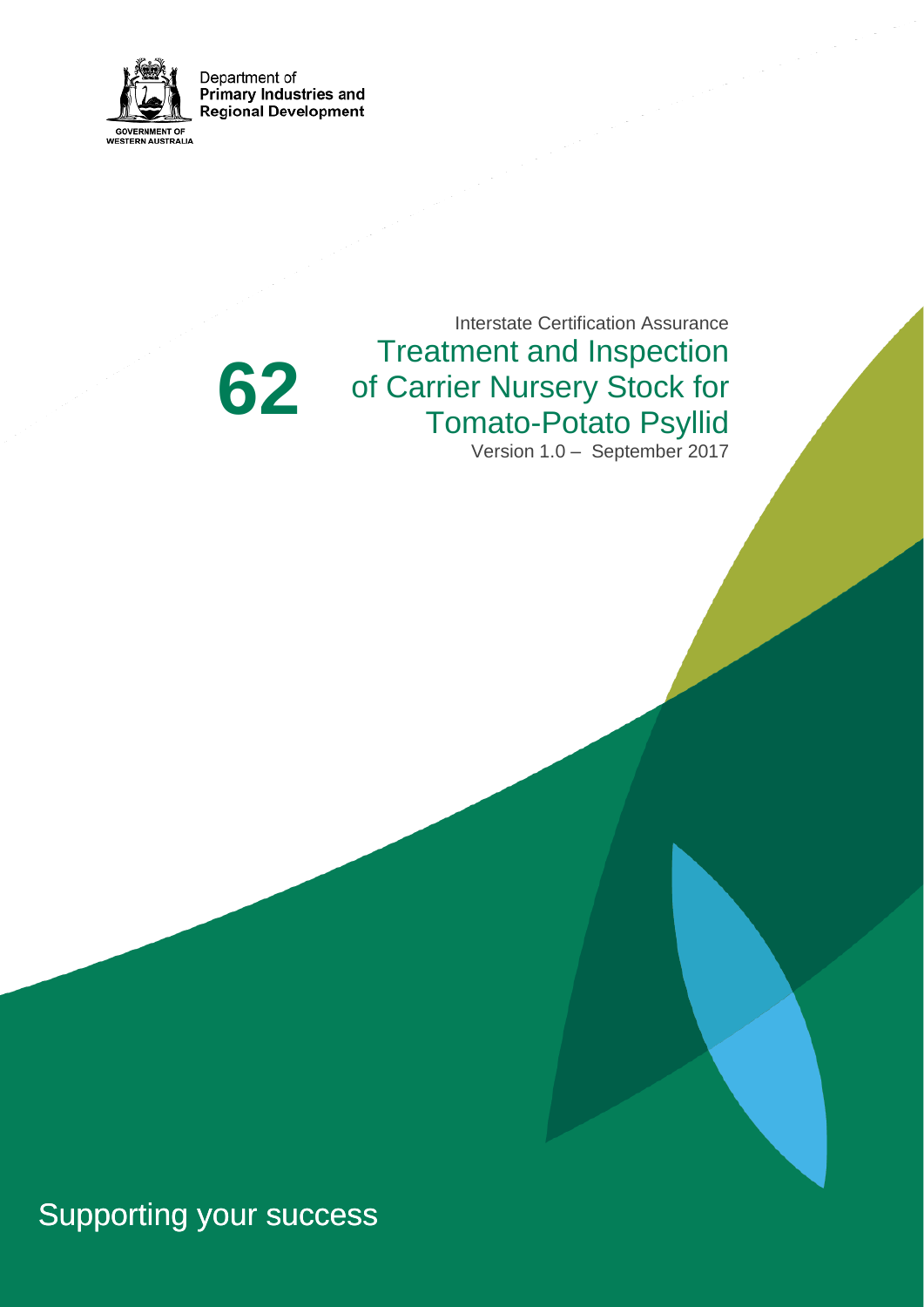Department of
**Primary Industries and Regional Development**

GOVERNMENT OF WESTERN AUSTRALIA

Interstate Certification Assurance

# 62 Treatment and Inspection of Carrier Nursery Stock for Tomato-Potato Psyllid

Version 1.0 – September 2017

Supporting your success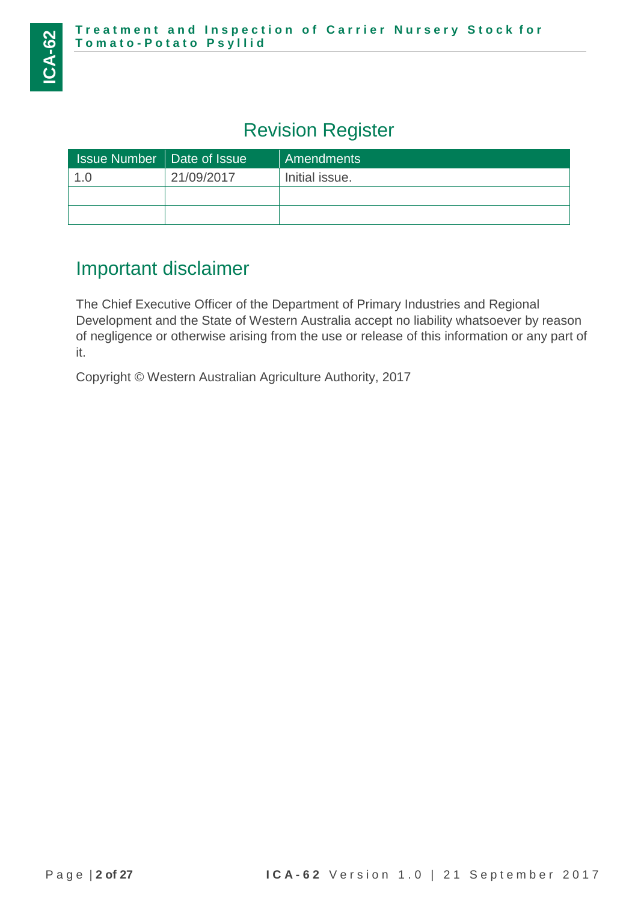## Revision Register

| Issue Number | Date of Issue | Amendments |
|---|---|---|
| 1.0 | 21/09/2017 | Initial issue. |
| | | |
| | | |

## Important disclaimer

The Chief Executive Officer of the Department of Primary Industries and Regional Development and the State of Western Australia accept no liability whatsoever by reason of negligence or otherwise arising from the use or release of this information or any part of it.

Copyright © Western Australian Agriculture Authority, 2017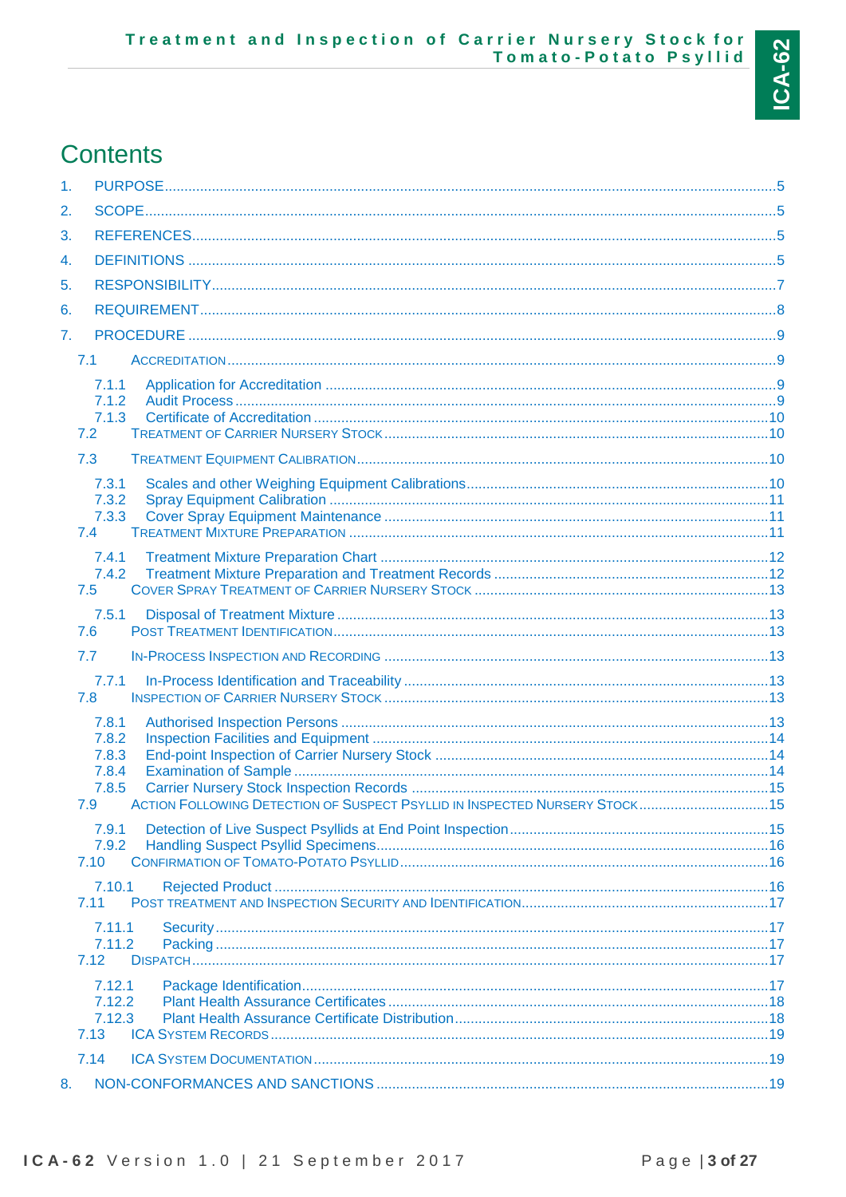# Contents

1. PURPOSE.....5
2. SCOPE.....5
3. REFERENCES.....5
4. DEFINITIONS.....5
5. RESPONSIBILITY.....7
6. REQUIREMENT.....8
7. PROCEDURE.....9
   - 7.1 ACCREDITATION.....9
     - 7.1.1 Application for Accreditation.....9
     - 7.1.2 Audit Process.....9
     - 7.1.3 Certificate of Accreditation.....10
   - 7.2 TREATMENT OF CARRIER NURSERY STOCK.....10
   - 7.3 TREATMENT EQUIPMENT CALIBRATION.....10
     - 7.3.1 Scales and other Weighing Equipment Calibrations.....10
     - 7.3.2 Spray Equipment Calibration.....11
     - 7.3.3 Cover Spray Equipment Maintenance.....11
   - 7.4 TREATMENT MIXTURE PREPARATION.....11
     - 7.4.1 Treatment Mixture Preparation Chart.....12
     - 7.4.2 Treatment Mixture Preparation and Treatment Records.....12
   - 7.5 COVER SPRAY TREATMENT OF CARRIER NURSERY STOCK.....13
     - 7.5.1 Disposal of Treatment Mixture.....13
   - 7.6 POST TREATMENT IDENTIFICATION.....13
   - 7.7 IN-PROCESS INSPECTION AND RECORDING.....13
     - 7.7.1 In-Process Identification and Traceability.....13
   - 7.8 INSPECTION OF CARRIER NURSERY STOCK.....13
     - 7.8.1 Authorised Inspection Persons.....13
     - 7.8.2 Inspection Facilities and Equipment.....14
     - 7.8.3 End-point Inspection of Carrier Nursery Stock.....14
     - 7.8.4 Examination of Sample.....14
     - 7.8.5 Carrier Nursery Stock Inspection Records.....15
   - 7.9 ACTION FOLLOWING DETECTION OF SUSPECT PSYLLID IN INSPECTED NURSERY STOCK.....15
     - 7.9.1 Detection of Live Suspect Psyllids at End Point Inspection.....15
     - 7.9.2 Handling Suspect Psyllid Specimens.....16
   - 7.10 CONFIRMATION OF TOMATO-POTATO PSYLLID.....16
     - 7.10.1 Rejected Product.....16
   - 7.11 POST TREATMENT AND INSPECTION SECURITY AND IDENTIFICATION.....17
     - 7.11.1 Security.....17
     - 7.11.2 Packing.....17
   - 7.12 DISPATCH.....17
     - 7.12.1 Package Identification.....17
     - 7.12.2 Plant Health Assurance Certificates.....18
     - 7.12.3 Plant Health Assurance Certificate Distribution.....18
   - 7.13 ICA SYSTEM RECORDS.....19
   - 7.14 ICA SYSTEM DOCUMENTATION.....19
8. NON-CONFORMANCES AND SANCTIONS.....19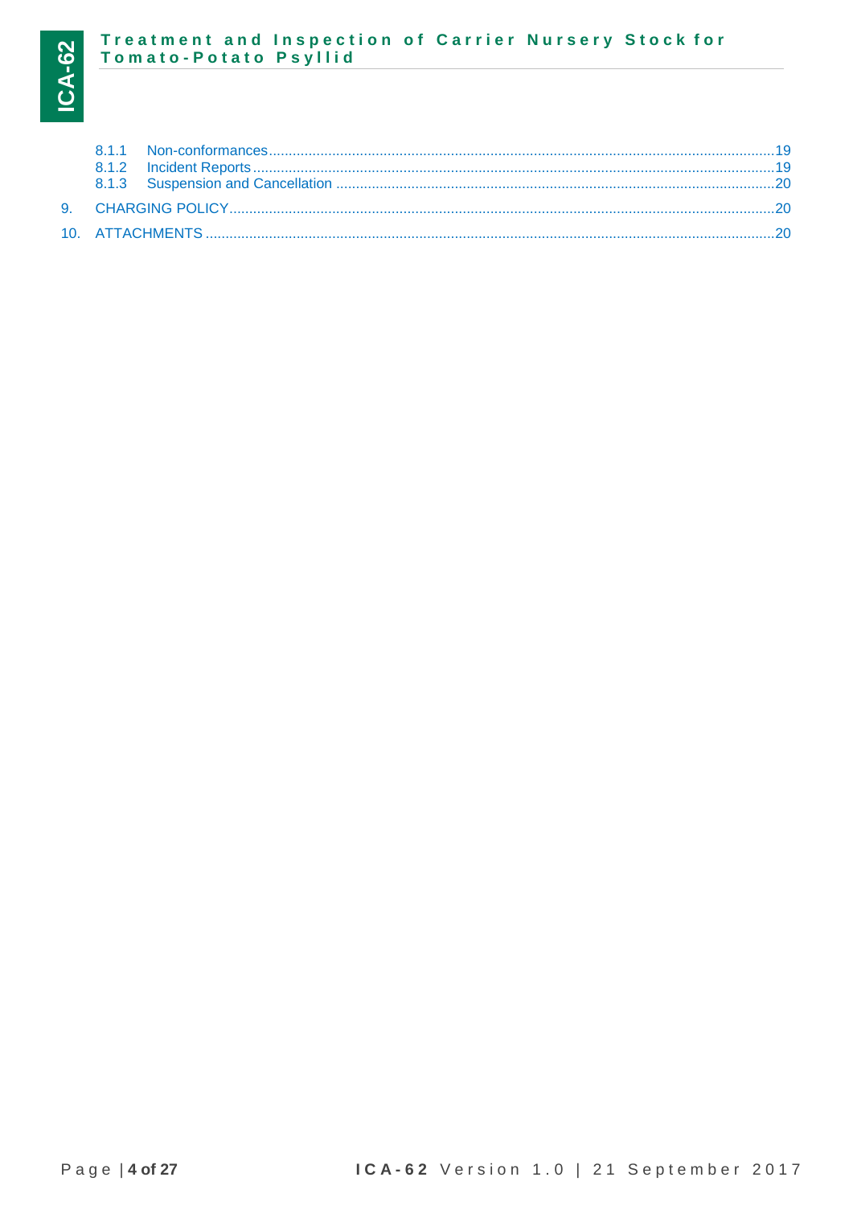8.1.1 Non-conformances ........................................................................................................................19
8.1.2 Incident Reports ............................................................................................................................19
8.1.3 Suspension and Cancellation ........................................................................................................20

9. CHARGING POLICY ..........................................................................................................................20

10. ATTACHMENTS ................................................................................................................................20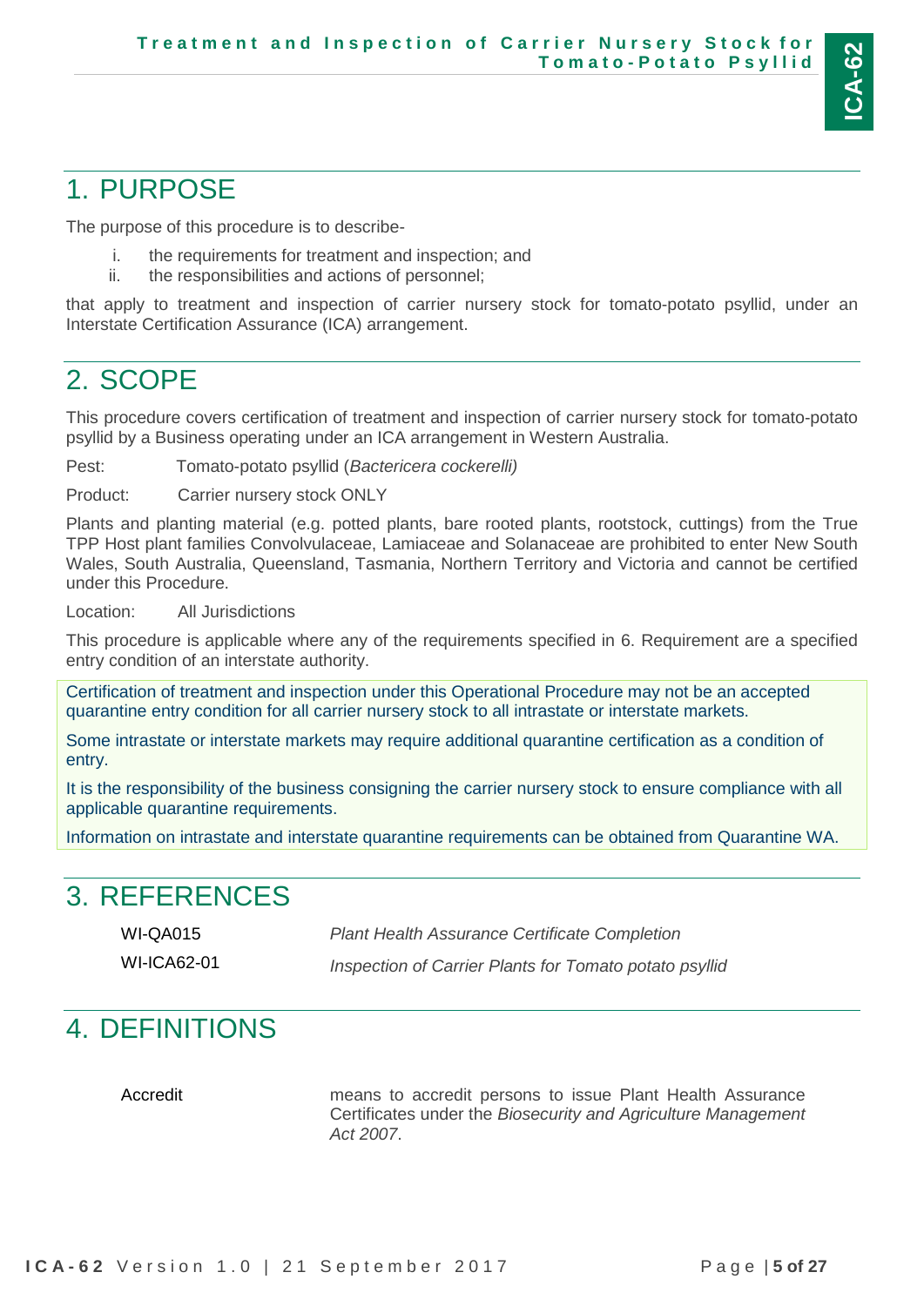# 1. PURPOSE

The purpose of this procedure is to describe-

i. the requirements for treatment and inspection; and
ii. the responsibilities and actions of personnel;

that apply to treatment and inspection of carrier nursery stock for tomato-potato psyllid, under an Interstate Certification Assurance (ICA) arrangement.

# 2. SCOPE

This procedure covers certification of treatment and inspection of carrier nursery stock for tomato-potato psyllid by a Business operating under an ICA arrangement in Western Australia.

Pest: Tomato-potato psyllid (*Bactericera cockerelli)*

Product: Carrier nursery stock ONLY

Plants and planting material (e.g. potted plants, bare rooted plants, rootstock, cuttings) from the True TPP Host plant families Convolvulaceae, Lamiaceae and Solanaceae are prohibited to enter New South Wales, South Australia, Queensland, Tasmania, Northern Territory and Victoria and cannot be certified under this Procedure.

Location: All Jurisdictions

This procedure is applicable where any of the requirements specified in 6. Requirement are a specified entry condition of an interstate authority.

Certification of treatment and inspection under this Operational Procedure may not be an accepted quarantine entry condition for all carrier nursery stock to all intrastate or interstate markets.

Some intrastate or interstate markets may require additional quarantine certification as a condition of entry.

It is the responsibility of the business consigning the carrier nursery stock to ensure compliance with all applicable quarantine requirements.

Information on intrastate and interstate quarantine requirements can be obtained from Quarantine WA.

# 3. REFERENCES

| | |
|---|---|
| WI-QA015 | *Plant Health Assurance Certificate Completion* |
| WI-ICA62-01 | *Inspection of Carrier Plants for Tomato potato psyllid* |

# 4. DEFINITIONS

| | |
|---|---|
| Accredit | means to accredit persons to issue Plant Health Assurance Certificates under the *Biosecurity and Agriculture Management Act 2007*. |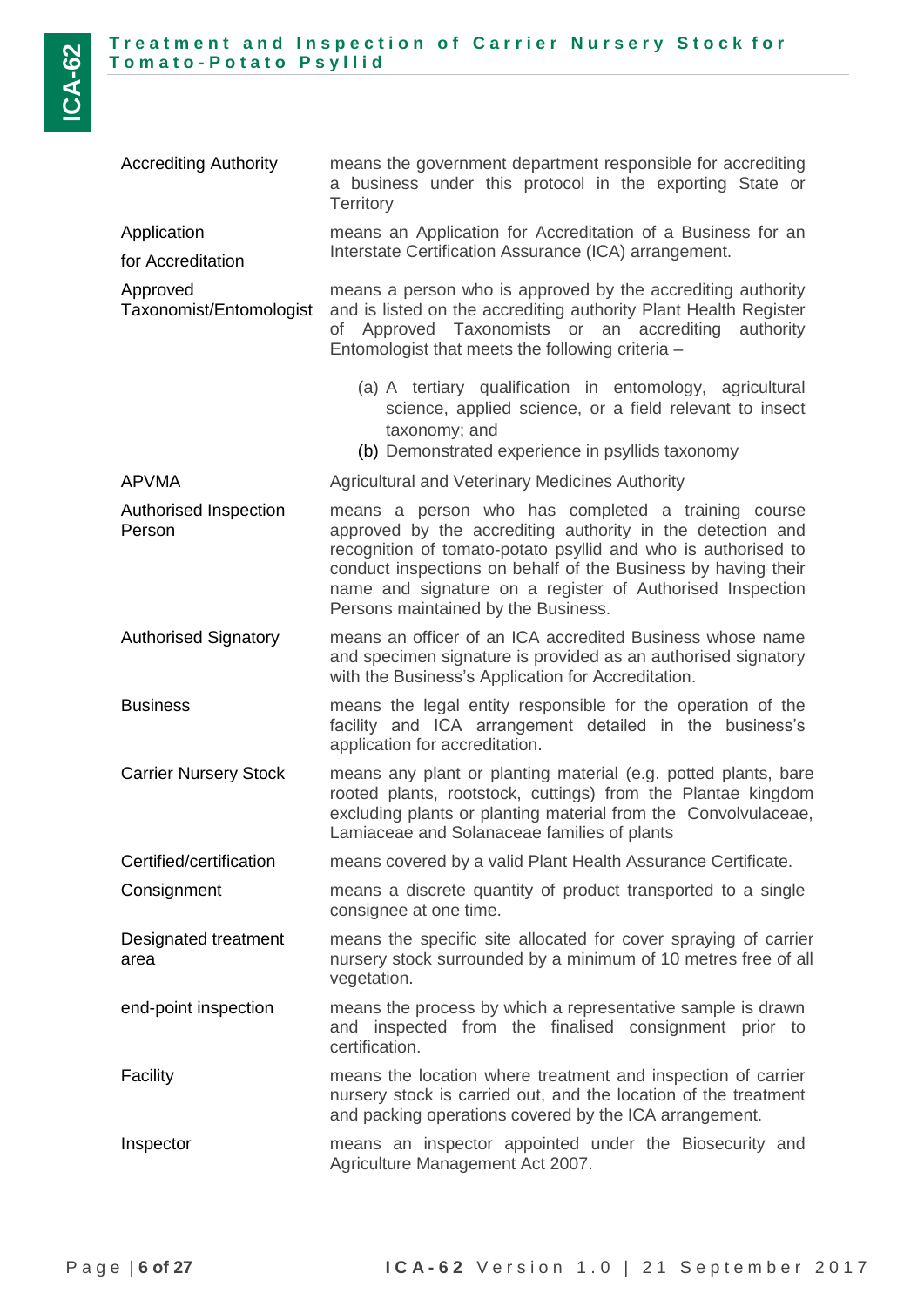| | |
|---|---|
| Accrediting Authority | means the government department responsible for accrediting a business under this protocol in the exporting State or Territory |
| Application for Accreditation | means an Application for Accreditation of a Business for an Interstate Certification Assurance (ICA) arrangement. |
| Approved Taxonomist/Entomologist | means a person who is approved by the accrediting authority and is listed on the accrediting authority Plant Health Register of Approved Taxonomists or an accrediting authority Entomologist that meets the following criteria – (a) A tertiary qualification in entomology, agricultural science, applied science, or a field relevant to insect taxonomy; and (b) Demonstrated experience in psyllids taxonomy |
| APVMA | Agricultural and Veterinary Medicines Authority |
| Authorised Inspection Person | means a person who has completed a training course approved by the accrediting authority in the detection and recognition of tomato-potato psyllid and who is authorised to conduct inspections on behalf of the Business by having their name and signature on a register of Authorised Inspection Persons maintained by the Business. |
| Authorised Signatory | means an officer of an ICA accredited Business whose name and specimen signature is provided as an authorised signatory with the Business's Application for Accreditation. |
| Business | means the legal entity responsible for the operation of the facility and ICA arrangement detailed in the business's application for accreditation. |
| Carrier Nursery Stock | means any plant or planting material (e.g. potted plants, bare rooted plants, rootstock, cuttings) from the Plantae kingdom excluding plants or planting material from the Convolvulaceae, Lamiaceae and Solanaceae families of plants |
| Certified/certification | means covered by a valid Plant Health Assurance Certificate. |
| Consignment | means a discrete quantity of product transported to a single consignee at one time. |
| Designated treatment area | means the specific site allocated for cover spraying of carrier nursery stock surrounded by a minimum of 10 metres free of all vegetation. |
| end-point inspection | means the process by which a representative sample is drawn and inspected from the finalised consignment prior to certification. |
| Facility | means the location where treatment and inspection of carrier nursery stock is carried out, and the location of the treatment and packing operations covered by the ICA arrangement. |
| Inspector | means an inspector appointed under the Biosecurity and Agriculture Management Act 2007. |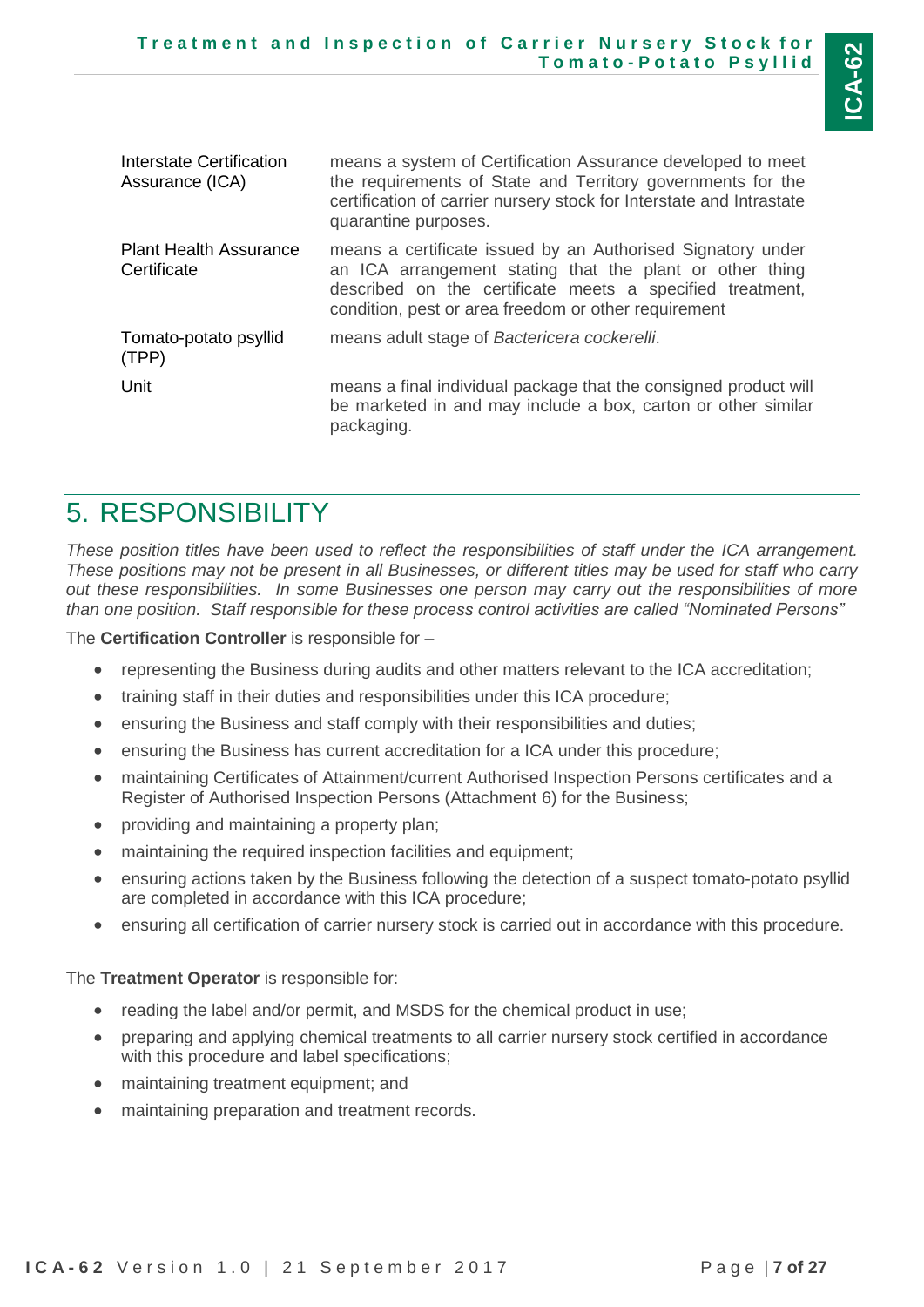| Term | Definition |
|---|---|
| Interstate Certification Assurance (ICA) | means a system of Certification Assurance developed to meet the requirements of State and Territory governments for the certification of carrier nursery stock for Interstate and Intrastate quarantine purposes. |
| Plant Health Assurance Certificate | means a certificate issued by an Authorised Signatory under an ICA arrangement stating that the plant or other thing described on the certificate meets a specified treatment, condition, pest or area freedom or other requirement |
| Tomato-potato psyllid (TPP) | means adult stage of *Bactericera cockerelli*. |
| Unit | means a final individual package that the consigned product will be marketed in and may include a box, carton or other similar packaging. |

# 5. RESPONSIBILITY

*These position titles have been used to reflect the responsibilities of staff under the ICA arrangement. These positions may not be present in all Businesses, or different titles may be used for staff who carry out these responsibilities. In some Businesses one person may carry out the responsibilities of more than one position. Staff responsible for these process control activities are called "Nominated Persons"*

The **Certification Controller** is responsible for –

- representing the Business during audits and other matters relevant to the ICA accreditation;
- training staff in their duties and responsibilities under this ICA procedure;
- ensuring the Business and staff comply with their responsibilities and duties;
- ensuring the Business has current accreditation for a ICA under this procedure;
- maintaining Certificates of Attainment/current Authorised Inspection Persons certificates and a Register of Authorised Inspection Persons (Attachment 6) for the Business;
- providing and maintaining a property plan;
- maintaining the required inspection facilities and equipment;
- ensuring actions taken by the Business following the detection of a suspect tomato-potato psyllid are completed in accordance with this ICA procedure;
- ensuring all certification of carrier nursery stock is carried out in accordance with this procedure.

The **Treatment Operator** is responsible for:

- reading the label and/or permit, and MSDS for the chemical product in use;
- preparing and applying chemical treatments to all carrier nursery stock certified in accordance with this procedure and label specifications;
- maintaining treatment equipment; and
- maintaining preparation and treatment records.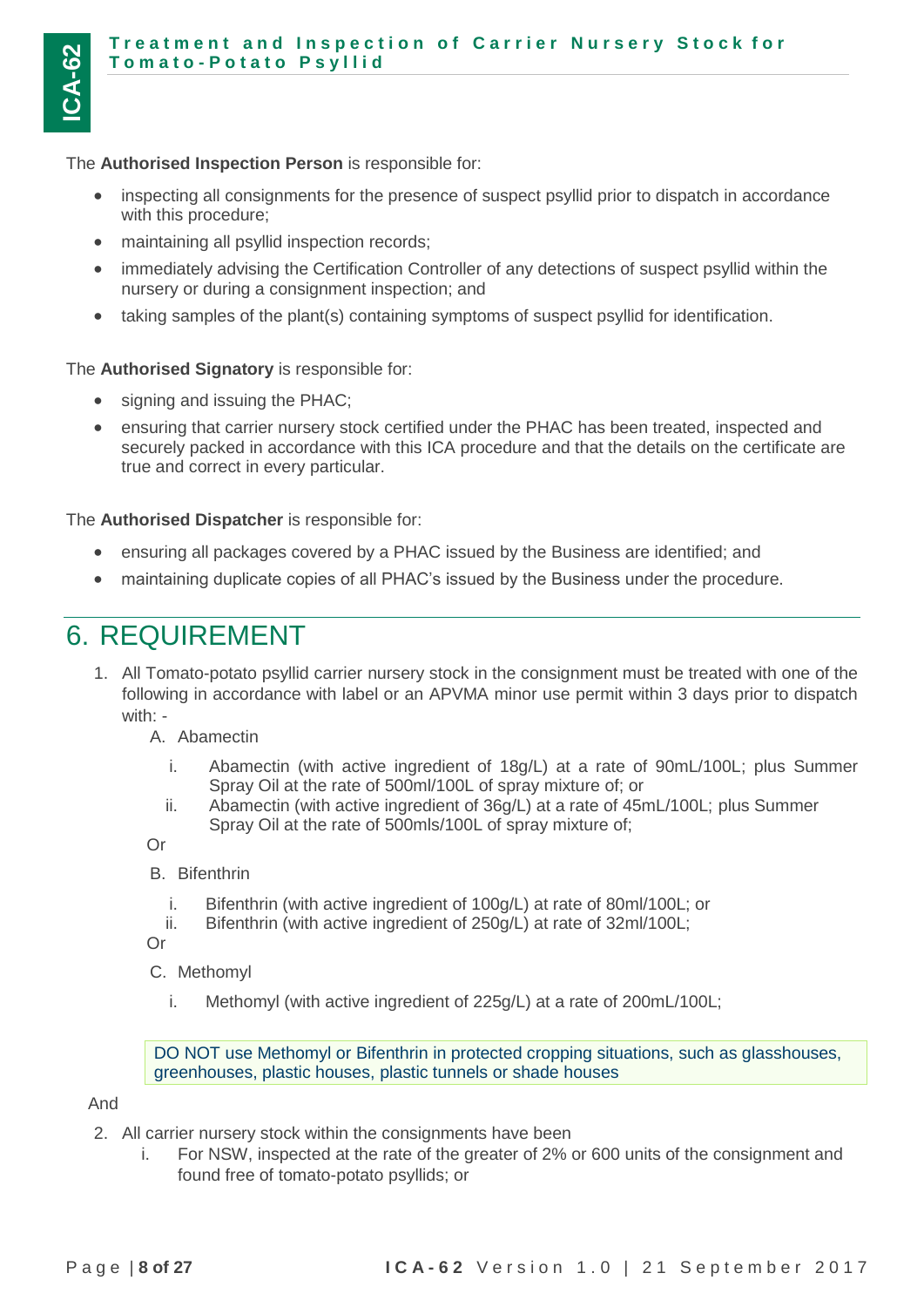The **Authorised Inspection Person** is responsible for:

- inspecting all consignments for the presence of suspect psyllid prior to dispatch in accordance with this procedure;
- maintaining all psyllid inspection records;
- immediately advising the Certification Controller of any detections of suspect psyllid within the nursery or during a consignment inspection; and
- taking samples of the plant(s) containing symptoms of suspect psyllid for identification.

The **Authorised Signatory** is responsible for:

- signing and issuing the PHAC;
- ensuring that carrier nursery stock certified under the PHAC has been treated, inspected and securely packed in accordance with this ICA procedure and that the details on the certificate are true and correct in every particular.

The **Authorised Dispatcher** is responsible for:

- ensuring all packages covered by a PHAC issued by the Business are identified; and
- maintaining duplicate copies of all PHAC's issued by the Business under the procedure.

# 6. REQUIREMENT

1. All Tomato-potato psyllid carrier nursery stock in the consignment must be treated with one of the following in accordance with label or an APVMA minor use permit within 3 days prior to dispatch with: -

   A. Abamectin

      i. Abamectin (with active ingredient of 18g/L) at a rate of 90mL/100L; plus Summer Spray Oil at the rate of 500ml/100L of spray mixture of; or
      ii. Abamectin (with active ingredient of 36g/L) at a rate of 45mL/100L; plus Summer Spray Oil at the rate of 500mls/100L of spray mixture of;

   Or

   B. Bifenthrin

      i. Bifenthrin (with active ingredient of 100g/L) at rate of 80ml/100L; or
      ii. Bifenthrin (with active ingredient of 250g/L) at rate of 32ml/100L;

   Or

   C. Methomyl

      i. Methomyl (with active ingredient of 225g/L) at a rate of 200mL/100L;

   DO NOT use Methomyl or Bifenthrin in protected cropping situations, such as glasshouses, greenhouses, plastic houses, plastic tunnels or shade houses

And

2. All carrier nursery stock within the consignments have been
   i. For NSW, inspected at the rate of the greater of 2% or 600 units of the consignment and found free of tomato-potato psyllids; or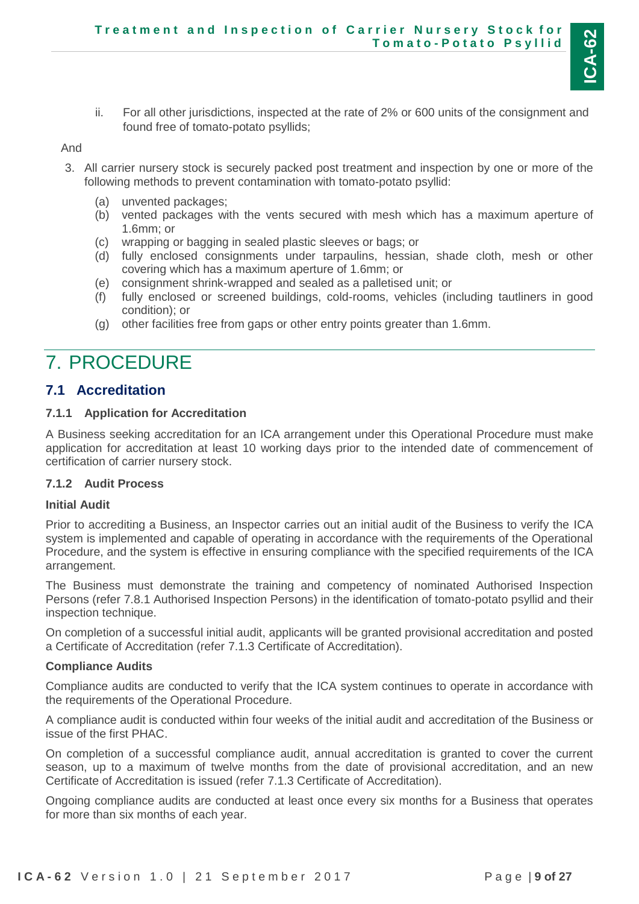ii. For all other jurisdictions, inspected at the rate of 2% or 600 units of the consignment and found free of tomato-potato psyllids;

And

3. All carrier nursery stock is securely packed post treatment and inspection by one or more of the following methods to prevent contamination with tomato-potato psyllid:
   (a) unvented packages;
   (b) vented packages with the vents secured with mesh which has a maximum aperture of 1.6mm; or
   (c) wrapping or bagging in sealed plastic sleeves or bags; or
   (d) fully enclosed consignments under tarpaulins, hessian, shade cloth, mesh or other covering which has a maximum aperture of 1.6mm; or
   (e) consignment shrink-wrapped and sealed as a palletised unit; or
   (f) fully enclosed or screened buildings, cold-rooms, vehicles (including tautliners in good condition); or
   (g) other facilities free from gaps or other entry points greater than 1.6mm.

# 7. PROCEDURE

## 7.1 Accreditation

### 7.1.1 Application for Accreditation

A Business seeking accreditation for an ICA arrangement under this Operational Procedure must make application for accreditation at least 10 working days prior to the intended date of commencement of certification of carrier nursery stock.

### 7.1.2 Audit Process

**Initial Audit**

Prior to accrediting a Business, an Inspector carries out an initial audit of the Business to verify the ICA system is implemented and capable of operating in accordance with the requirements of the Operational Procedure, and the system is effective in ensuring compliance with the specified requirements of the ICA arrangement.

The Business must demonstrate the training and competency of nominated Authorised Inspection Persons (refer 7.8.1 Authorised Inspection Persons) in the identification of tomato-potato psyllid and their inspection technique.

On completion of a successful initial audit, applicants will be granted provisional accreditation and posted a Certificate of Accreditation (refer 7.1.3 Certificate of Accreditation).

**Compliance Audits**

Compliance audits are conducted to verify that the ICA system continues to operate in accordance with the requirements of the Operational Procedure.

A compliance audit is conducted within four weeks of the initial audit and accreditation of the Business or issue of the first PHAC.

On completion of a successful compliance audit, annual accreditation is granted to cover the current season, up to a maximum of twelve months from the date of provisional accreditation, and an new Certificate of Accreditation is issued (refer 7.1.3 Certificate of Accreditation).

Ongoing compliance audits are conducted at least once every six months for a Business that operates for more than six months of each year.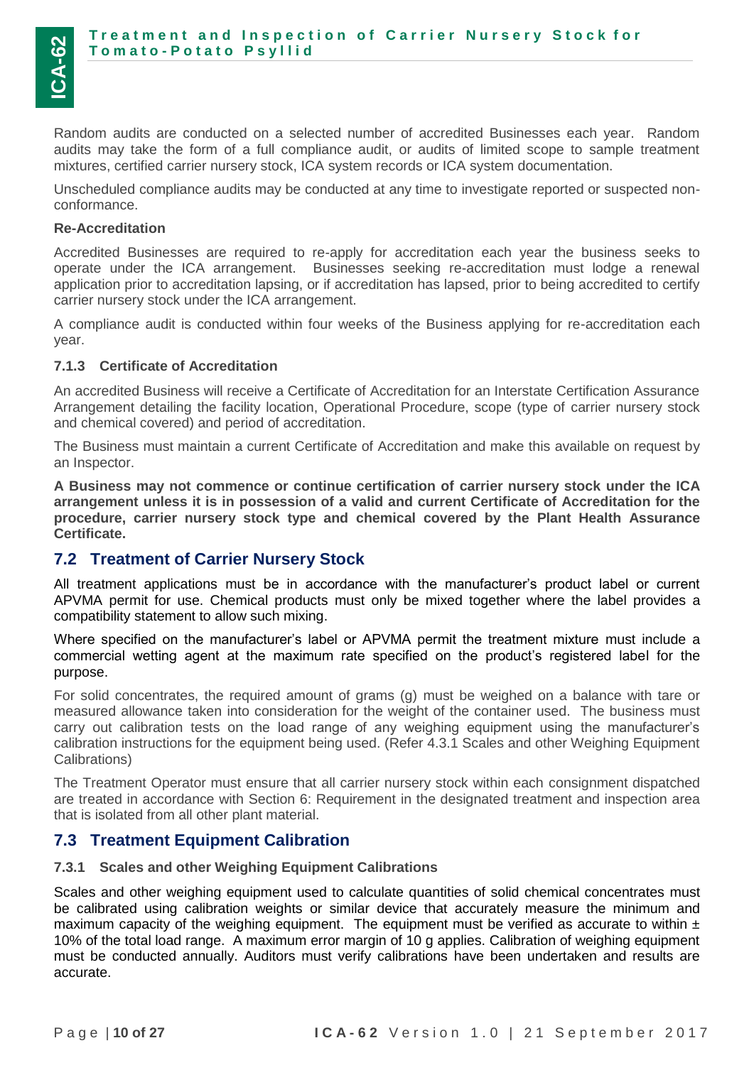Random audits are conducted on a selected number of accredited Businesses each year. Random audits may take the form of a full compliance audit, or audits of limited scope to sample treatment mixtures, certified carrier nursery stock, ICA system records or ICA system documentation.

Unscheduled compliance audits may be conducted at any time to investigate reported or suspected non-conformance.

**Re-Accreditation**

Accredited Businesses are required to re-apply for accreditation each year the business seeks to operate under the ICA arrangement. Businesses seeking re-accreditation must lodge a renewal application prior to accreditation lapsing, or if accreditation has lapsed, prior to being accredited to certify carrier nursery stock under the ICA arrangement.

A compliance audit is conducted within four weeks of the Business applying for re-accreditation each year.

#### 7.1.3 Certificate of Accreditation

An accredited Business will receive a Certificate of Accreditation for an Interstate Certification Assurance Arrangement detailing the facility location, Operational Procedure, scope (type of carrier nursery stock and chemical covered) and period of accreditation.

The Business must maintain a current Certificate of Accreditation and make this available on request by an Inspector.

**A Business may not commence or continue certification of carrier nursery stock under the ICA arrangement unless it is in possession of a valid and current Certificate of Accreditation for the procedure, carrier nursery stock type and chemical covered by the Plant Health Assurance Certificate.**

## 7.2 Treatment of Carrier Nursery Stock

All treatment applications must be in accordance with the manufacturer's product label or current APVMA permit for use. Chemical products must only be mixed together where the label provides a compatibility statement to allow such mixing.

Where specified on the manufacturer's label or APVMA permit the treatment mixture must include a commercial wetting agent at the maximum rate specified on the product's registered label for the purpose.

For solid concentrates, the required amount of grams (g) must be weighed on a balance with tare or measured allowance taken into consideration for the weight of the container used. The business must carry out calibration tests on the load range of any weighing equipment using the manufacturer's calibration instructions for the equipment being used. (Refer 4.3.1 Scales and other Weighing Equipment Calibrations)

The Treatment Operator must ensure that all carrier nursery stock within each consignment dispatched are treated in accordance with Section 6: Requirement in the designated treatment and inspection area that is isolated from all other plant material.

## 7.3 Treatment Equipment Calibration

#### 7.3.1 Scales and other Weighing Equipment Calibrations

Scales and other weighing equipment used to calculate quantities of solid chemical concentrates must be calibrated using calibration weights or similar device that accurately measure the minimum and maximum capacity of the weighing equipment. The equipment must be verified as accurate to within ± 10% of the total load range. A maximum error margin of 10 g applies. Calibration of weighing equipment must be conducted annually. Auditors must verify calibrations have been undertaken and results are accurate.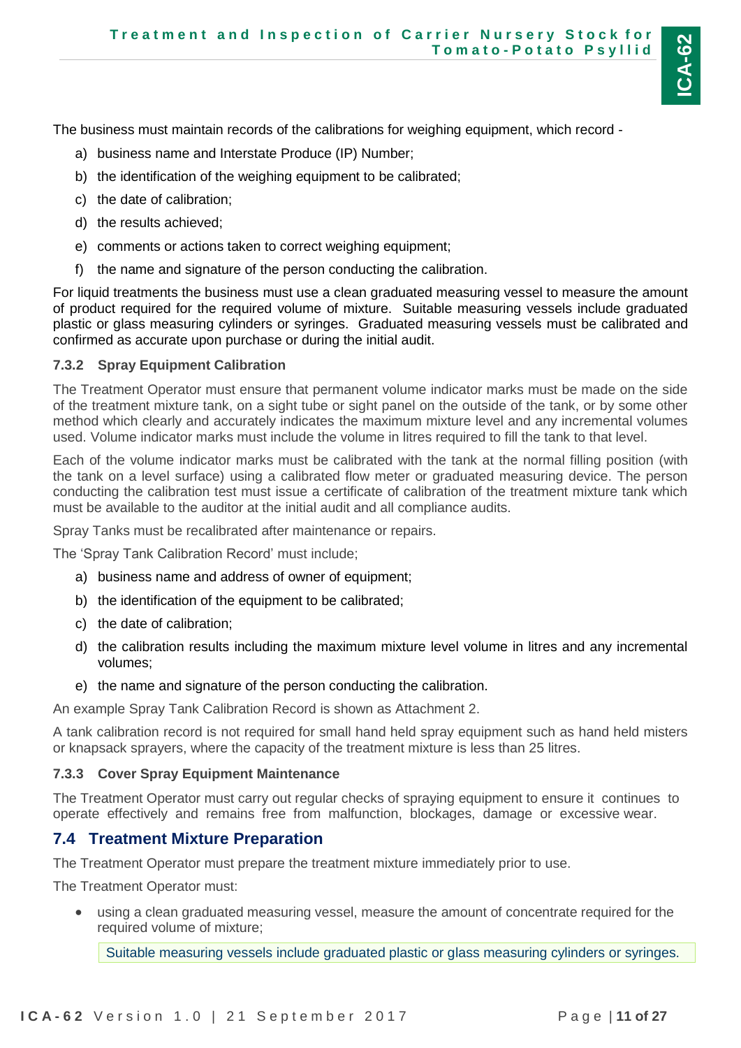The business must maintain records of the calibrations for weighing equipment, which record -

a) business name and Interstate Produce (IP) Number;
b) the identification of the weighing equipment to be calibrated;
c) the date of calibration;
d) the results achieved;
e) comments or actions taken to correct weighing equipment;
f) the name and signature of the person conducting the calibration.

For liquid treatments the business must use a clean graduated measuring vessel to measure the amount of product required for the required volume of mixture. Suitable measuring vessels include graduated plastic or glass measuring cylinders or syringes. Graduated measuring vessels must be calibrated and confirmed as accurate upon purchase or during the initial audit.

#### 7.3.2 Spray Equipment Calibration

The Treatment Operator must ensure that permanent volume indicator marks must be made on the side of the treatment mixture tank, on a sight tube or sight panel on the outside of the tank, or by some other method which clearly and accurately indicates the maximum mixture level and any incremental volumes used. Volume indicator marks must include the volume in litres required to fill the tank to that level.

Each of the volume indicator marks must be calibrated with the tank at the normal filling position (with the tank on a level surface) using a calibrated flow meter or graduated measuring device. The person conducting the calibration test must issue a certificate of calibration of the treatment mixture tank which must be available to the auditor at the initial audit and all compliance audits.

Spray Tanks must be recalibrated after maintenance or repairs.

The 'Spray Tank Calibration Record' must include;

a) business name and address of owner of equipment;
b) the identification of the equipment to be calibrated;
c) the date of calibration;
d) the calibration results including the maximum mixture level volume in litres and any incremental volumes;
e) the name and signature of the person conducting the calibration.

An example Spray Tank Calibration Record is shown as Attachment 2.

A tank calibration record is not required for small hand held spray equipment such as hand held misters or knapsack sprayers, where the capacity of the treatment mixture is less than 25 litres.

#### 7.3.3 Cover Spray Equipment Maintenance

The Treatment Operator must carry out regular checks of spraying equipment to ensure it continues to operate effectively and remains free from malfunction, blockages, damage or excessive wear.

### 7.4 Treatment Mixture Preparation

The Treatment Operator must prepare the treatment mixture immediately prior to use.

The Treatment Operator must:

- using a clean graduated measuring vessel, measure the amount of concentrate required for the required volume of mixture;

  Suitable measuring vessels include graduated plastic or glass measuring cylinders or syringes.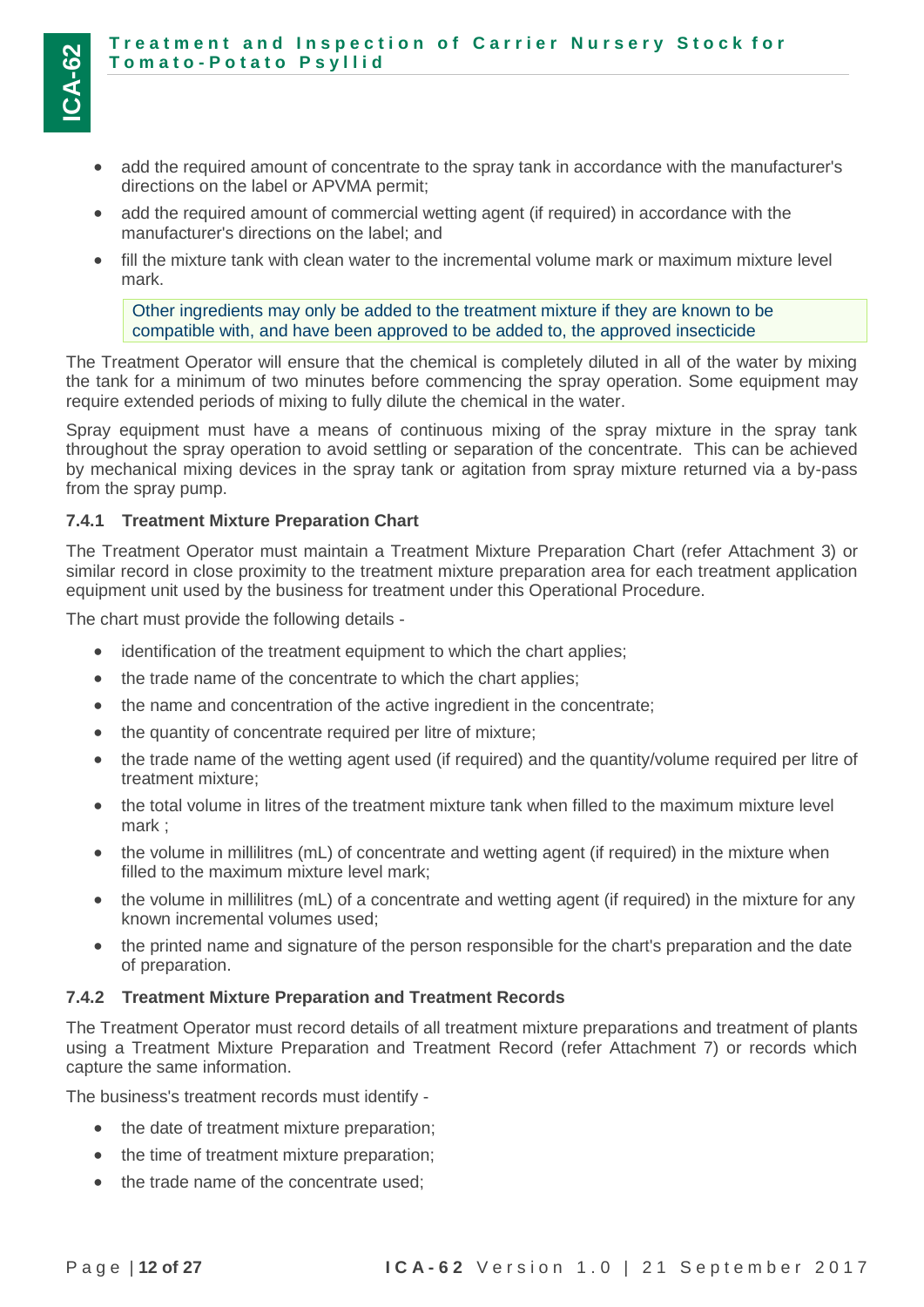- add the required amount of concentrate to the spray tank in accordance with the manufacturer's directions on the label or APVMA permit;
- add the required amount of commercial wetting agent (if required) in accordance with the manufacturer's directions on the label; and
- fill the mixture tank with clean water to the incremental volume mark or maximum mixture level mark.

> Other ingredients may only be added to the treatment mixture if they are known to be compatible with, and have been approved to be added to, the approved insecticide

The Treatment Operator will ensure that the chemical is completely diluted in all of the water by mixing the tank for a minimum of two minutes before commencing the spray operation. Some equipment may require extended periods of mixing to fully dilute the chemical in the water.

Spray equipment must have a means of continuous mixing of the spray mixture in the spray tank throughout the spray operation to avoid settling or separation of the concentrate. This can be achieved by mechanical mixing devices in the spray tank or agitation from spray mixture returned via a by-pass from the spray pump.

#### 7.4.1 Treatment Mixture Preparation Chart

The Treatment Operator must maintain a Treatment Mixture Preparation Chart (refer Attachment 3) or similar record in close proximity to the treatment mixture preparation area for each treatment application equipment unit used by the business for treatment under this Operational Procedure.

The chart must provide the following details -

- identification of the treatment equipment to which the chart applies;
- the trade name of the concentrate to which the chart applies;
- the name and concentration of the active ingredient in the concentrate;
- the quantity of concentrate required per litre of mixture;
- the trade name of the wetting agent used (if required) and the quantity/volume required per litre of treatment mixture;
- the total volume in litres of the treatment mixture tank when filled to the maximum mixture level mark ;
- the volume in millilitres (mL) of concentrate and wetting agent (if required) in the mixture when filled to the maximum mixture level mark;
- the volume in millilitres (mL) of a concentrate and wetting agent (if required) in the mixture for any known incremental volumes used;
- the printed name and signature of the person responsible for the chart's preparation and the date of preparation.

#### 7.4.2 Treatment Mixture Preparation and Treatment Records

The Treatment Operator must record details of all treatment mixture preparations and treatment of plants using a Treatment Mixture Preparation and Treatment Record (refer Attachment 7) or records which capture the same information.

The business's treatment records must identify -

- the date of treatment mixture preparation;
- the time of treatment mixture preparation;
- the trade name of the concentrate used;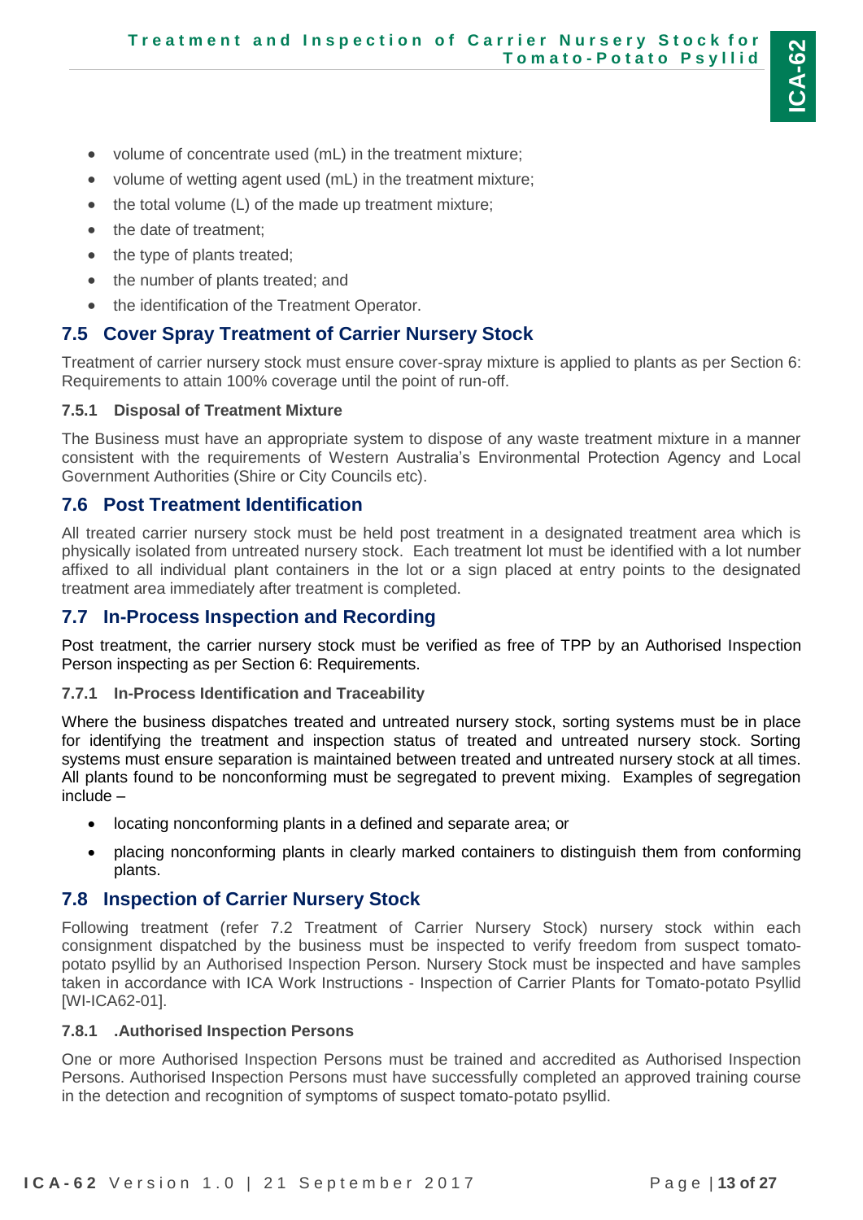- volume of concentrate used (mL) in the treatment mixture;
- volume of wetting agent used (mL) in the treatment mixture;
- the total volume (L) of the made up treatment mixture;
- the date of treatment;
- the type of plants treated;
- the number of plants treated; and
- the identification of the Treatment Operator.

## 7.5 Cover Spray Treatment of Carrier Nursery Stock

Treatment of carrier nursery stock must ensure cover-spray mixture is applied to plants as per Section 6: Requirements to attain 100% coverage until the point of run-off.

### 7.5.1 Disposal of Treatment Mixture

The Business must have an appropriate system to dispose of any waste treatment mixture in a manner consistent with the requirements of Western Australia's Environmental Protection Agency and Local Government Authorities (Shire or City Councils etc).

## 7.6 Post Treatment Identification

All treated carrier nursery stock must be held post treatment in a designated treatment area which is physically isolated from untreated nursery stock. Each treatment lot must be identified with a lot number affixed to all individual plant containers in the lot or a sign placed at entry points to the designated treatment area immediately after treatment is completed.

## 7.7 In-Process Inspection and Recording

Post treatment, the carrier nursery stock must be verified as free of TPP by an Authorised Inspection Person inspecting as per Section 6: Requirements.

### 7.7.1 In-Process Identification and Traceability

Where the business dispatches treated and untreated nursery stock, sorting systems must be in place for identifying the treatment and inspection status of treated and untreated nursery stock. Sorting systems must ensure separation is maintained between treated and untreated nursery stock at all times. All plants found to be nonconforming must be segregated to prevent mixing. Examples of segregation include –

- locating nonconforming plants in a defined and separate area; or
- placing nonconforming plants in clearly marked containers to distinguish them from conforming plants.

## 7.8 Inspection of Carrier Nursery Stock

Following treatment (refer 7.2 Treatment of Carrier Nursery Stock) nursery stock within each consignment dispatched by the business must be inspected to verify freedom from suspect tomato-potato psyllid by an Authorised Inspection Person. Nursery Stock must be inspected and have samples taken in accordance with ICA Work Instructions - Inspection of Carrier Plants for Tomato-potato Psyllid [WI-ICA62-01].

### 7.8.1 .Authorised Inspection Persons

One or more Authorised Inspection Persons must be trained and accredited as Authorised Inspection Persons. Authorised Inspection Persons must have successfully completed an approved training course in the detection and recognition of symptoms of suspect tomato-potato psyllid.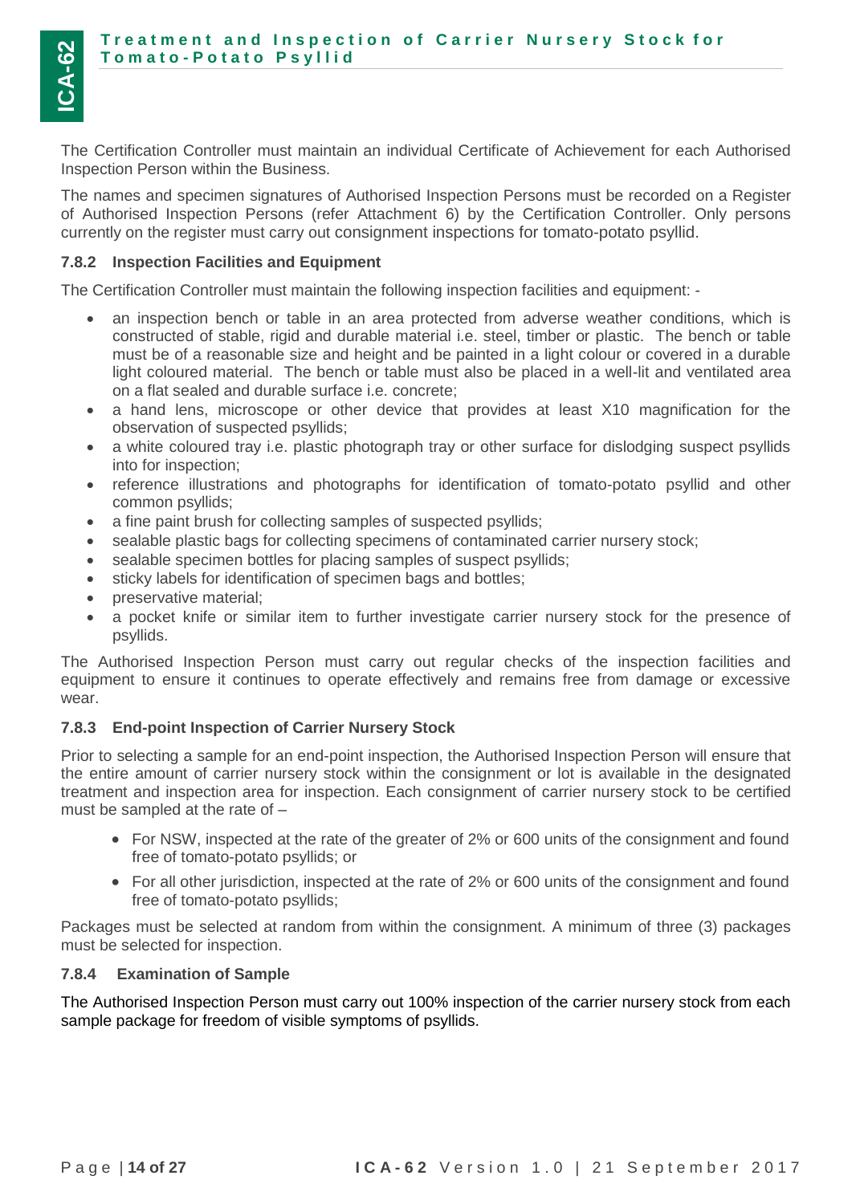The Certification Controller must maintain an individual Certificate of Achievement for each Authorised Inspection Person within the Business.

The names and specimen signatures of Authorised Inspection Persons must be recorded on a Register of Authorised Inspection Persons (refer Attachment 6) by the Certification Controller. Only persons currently on the register must carry out consignment inspections for tomato-potato psyllid.

#### 7.8.2 Inspection Facilities and Equipment

The Certification Controller must maintain the following inspection facilities and equipment: -

- an inspection bench or table in an area protected from adverse weather conditions, which is constructed of stable, rigid and durable material i.e. steel, timber or plastic. The bench or table must be of a reasonable size and height and be painted in a light colour or covered in a durable light coloured material. The bench or table must also be placed in a well-lit and ventilated area on a flat sealed and durable surface i.e. concrete;
- a hand lens, microscope or other device that provides at least X10 magnification for the observation of suspected psyllids;
- a white coloured tray i.e. plastic photograph tray or other surface for dislodging suspect psyllids into for inspection;
- reference illustrations and photographs for identification of tomato-potato psyllid and other common psyllids;
- a fine paint brush for collecting samples of suspected psyllids;
- sealable plastic bags for collecting specimens of contaminated carrier nursery stock;
- sealable specimen bottles for placing samples of suspect psyllids;
- sticky labels for identification of specimen bags and bottles;
- preservative material;
- a pocket knife or similar item to further investigate carrier nursery stock for the presence of psyllids.

The Authorised Inspection Person must carry out regular checks of the inspection facilities and equipment to ensure it continues to operate effectively and remains free from damage or excessive wear.

#### 7.8.3 End-point Inspection of Carrier Nursery Stock

Prior to selecting a sample for an end-point inspection, the Authorised Inspection Person will ensure that the entire amount of carrier nursery stock within the consignment or lot is available in the designated treatment and inspection area for inspection. Each consignment of carrier nursery stock to be certified must be sampled at the rate of –

- For NSW, inspected at the rate of the greater of 2% or 600 units of the consignment and found free of tomato-potato psyllids; or
- For all other jurisdiction, inspected at the rate of 2% or 600 units of the consignment and found free of tomato-potato psyllids;

Packages must be selected at random from within the consignment. A minimum of three (3) packages must be selected for inspection.

#### 7.8.4 Examination of Sample

The Authorised Inspection Person must carry out 100% inspection of the carrier nursery stock from each sample package for freedom of visible symptoms of psyllids.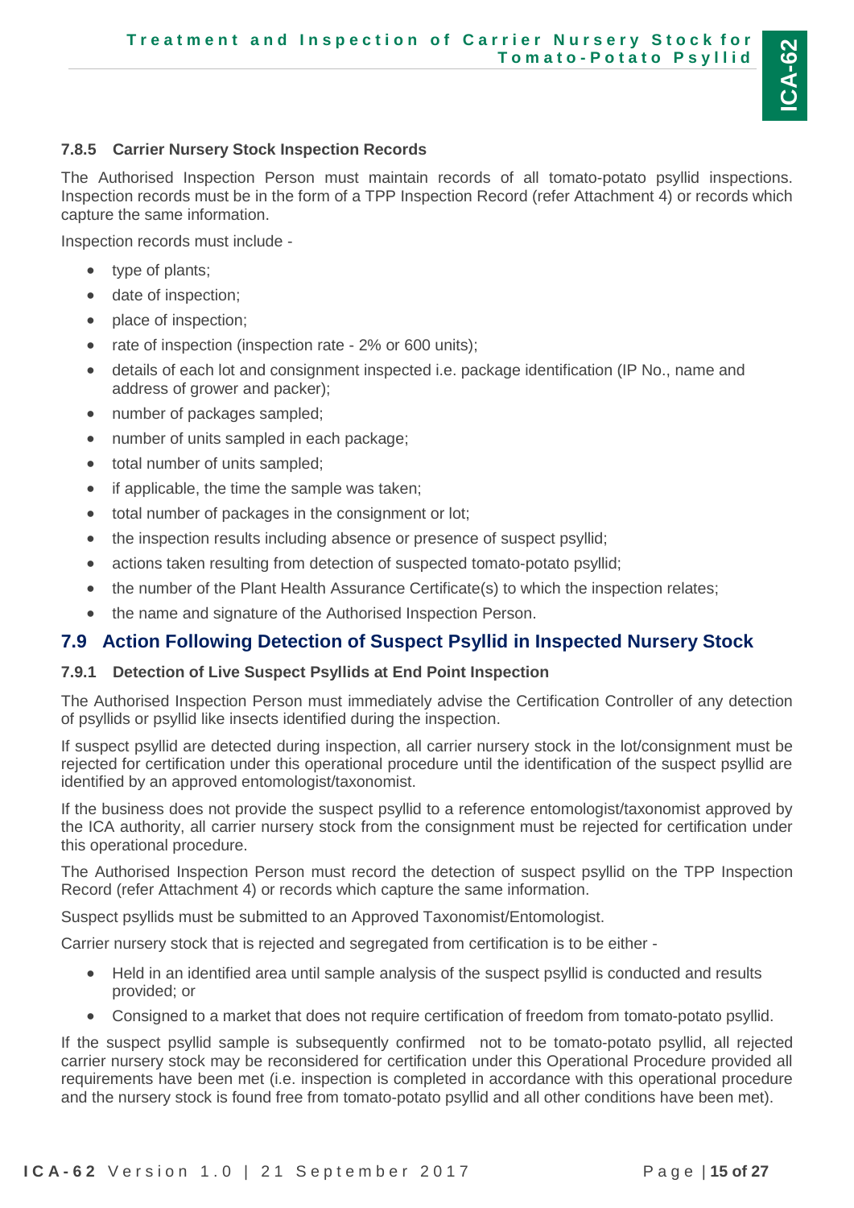#### 7.8.5 Carrier Nursery Stock Inspection Records

The Authorised Inspection Person must maintain records of all tomato-potato psyllid inspections. Inspection records must be in the form of a TPP Inspection Record (refer Attachment 4) or records which capture the same information.

Inspection records must include -

- type of plants;
- date of inspection;
- place of inspection;
- rate of inspection (inspection rate - 2% or 600 units);
- details of each lot and consignment inspected i.e. package identification (IP No., name and address of grower and packer);
- number of packages sampled;
- number of units sampled in each package;
- total number of units sampled;
- if applicable, the time the sample was taken;
- total number of packages in the consignment or lot;
- the inspection results including absence or presence of suspect psyllid;
- actions taken resulting from detection of suspected tomato-potato psyllid;
- the number of the Plant Health Assurance Certificate(s) to which the inspection relates;
- the name and signature of the Authorised Inspection Person.

### 7.9 Action Following Detection of Suspect Psyllid in Inspected Nursery Stock

#### 7.9.1 Detection of Live Suspect Psyllids at End Point Inspection

The Authorised Inspection Person must immediately advise the Certification Controller of any detection of psyllids or psyllid like insects identified during the inspection.

If suspect psyllid are detected during inspection, all carrier nursery stock in the lot/consignment must be rejected for certification under this operational procedure until the identification of the suspect psyllid are identified by an approved entomologist/taxonomist.

If the business does not provide the suspect psyllid to a reference entomologist/taxonomist approved by the ICA authority, all carrier nursery stock from the consignment must be rejected for certification under this operational procedure.

The Authorised Inspection Person must record the detection of suspect psyllid on the TPP Inspection Record (refer Attachment 4) or records which capture the same information.

Suspect psyllids must be submitted to an Approved Taxonomist/Entomologist.

Carrier nursery stock that is rejected and segregated from certification is to be either -

- Held in an identified area until sample analysis of the suspect psyllid is conducted and results provided; or
- Consigned to a market that does not require certification of freedom from tomato-potato psyllid.

If the suspect psyllid sample is subsequently confirmed not to be tomato-potato psyllid, all rejected carrier nursery stock may be reconsidered for certification under this Operational Procedure provided all requirements have been met (i.e. inspection is completed in accordance with this operational procedure and the nursery stock is found free from tomato-potato psyllid and all other conditions have been met).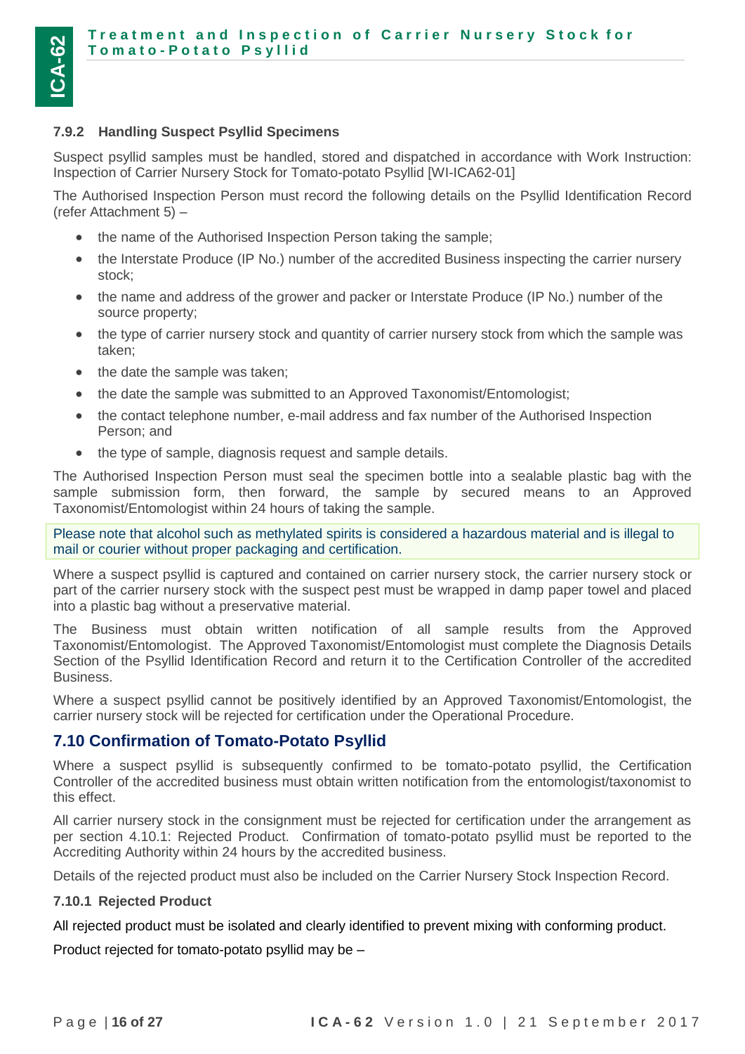### 7.9.2 Handling Suspect Psyllid Specimens

Suspect psyllid samples must be handled, stored and dispatched in accordance with Work Instruction: Inspection of Carrier Nursery Stock for Tomato-potato Psyllid [WI-ICA62-01]

The Authorised Inspection Person must record the following details on the Psyllid Identification Record (refer Attachment 5) –

- the name of the Authorised Inspection Person taking the sample;
- the Interstate Produce (IP No.) number of the accredited Business inspecting the carrier nursery stock;
- the name and address of the grower and packer or Interstate Produce (IP No.) number of the source property;
- the type of carrier nursery stock and quantity of carrier nursery stock from which the sample was taken;
- the date the sample was taken;
- the date the sample was submitted to an Approved Taxonomist/Entomologist;
- the contact telephone number, e-mail address and fax number of the Authorised Inspection Person; and
- the type of sample, diagnosis request and sample details.

The Authorised Inspection Person must seal the specimen bottle into a sealable plastic bag with the sample submission form, then forward, the sample by secured means to an Approved Taxonomist/Entomologist within 24 hours of taking the sample.

Please note that alcohol such as methylated spirits is considered a hazardous material and is illegal to mail or courier without proper packaging and certification.

Where a suspect psyllid is captured and contained on carrier nursery stock, the carrier nursery stock or part of the carrier nursery stock with the suspect pest must be wrapped in damp paper towel and placed into a plastic bag without a preservative material.

The Business must obtain written notification of all sample results from the Approved Taxonomist/Entomologist. The Approved Taxonomist/Entomologist must complete the Diagnosis Details Section of the Psyllid Identification Record and return it to the Certification Controller of the accredited Business.

Where a suspect psyllid cannot be positively identified by an Approved Taxonomist/Entomologist, the carrier nursery stock will be rejected for certification under the Operational Procedure.

## 7.10 Confirmation of Tomato-Potato Psyllid

Where a suspect psyllid is subsequently confirmed to be tomato-potato psyllid, the Certification Controller of the accredited business must obtain written notification from the entomologist/taxonomist to this effect.

All carrier nursery stock in the consignment must be rejected for certification under the arrangement as per section 4.10.1: Rejected Product. Confirmation of tomato-potato psyllid must be reported to the Accrediting Authority within 24 hours by the accredited business.

Details of the rejected product must also be included on the Carrier Nursery Stock Inspection Record.

### 7.10.1 Rejected Product

All rejected product must be isolated and clearly identified to prevent mixing with conforming product.

Product rejected for tomato-potato psyllid may be –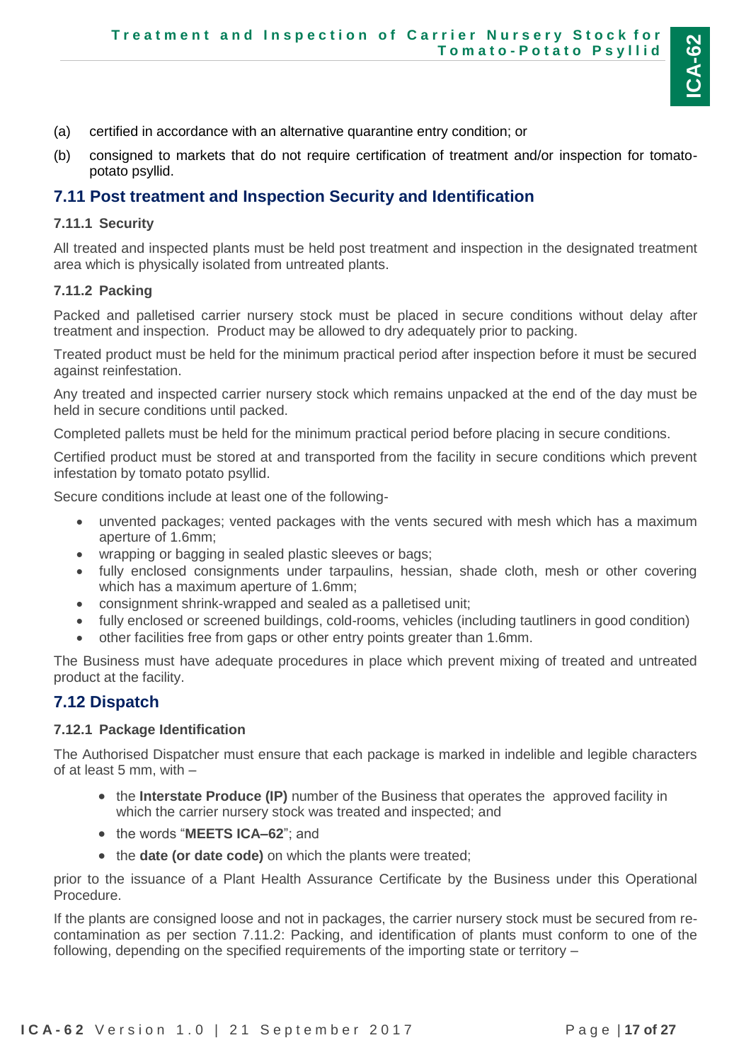(a) certified in accordance with an alternative quarantine entry condition; or

(b) consigned to markets that do not require certification of treatment and/or inspection for tomato-potato psyllid.

## 7.11 Post treatment and Inspection Security and Identification

### 7.11.1 Security

All treated and inspected plants must be held post treatment and inspection in the designated treatment area which is physically isolated from untreated plants.

### 7.11.2 Packing

Packed and palletised carrier nursery stock must be placed in secure conditions without delay after treatment and inspection. Product may be allowed to dry adequately prior to packing.

Treated product must be held for the minimum practical period after inspection before it must be secured against reinfestation.

Any treated and inspected carrier nursery stock which remains unpacked at the end of the day must be held in secure conditions until packed.

Completed pallets must be held for the minimum practical period before placing in secure conditions.

Certified product must be stored at and transported from the facility in secure conditions which prevent infestation by tomato potato psyllid.

Secure conditions include at least one of the following-

- unvented packages; vented packages with the vents secured with mesh which has a maximum aperture of 1.6mm;
- wrapping or bagging in sealed plastic sleeves or bags;
- fully enclosed consignments under tarpaulins, hessian, shade cloth, mesh or other covering which has a maximum aperture of 1.6mm;
- consignment shrink-wrapped and sealed as a palletised unit;
- fully enclosed or screened buildings, cold-rooms, vehicles (including tautliners in good condition)
- other facilities free from gaps or other entry points greater than 1.6mm.

The Business must have adequate procedures in place which prevent mixing of treated and untreated product at the facility.

## 7.12 Dispatch

### 7.12.1 Package Identification

The Authorised Dispatcher must ensure that each package is marked in indelible and legible characters of at least 5 mm, with –

- the **Interstate Produce (IP)** number of the Business that operates the approved facility in which the carrier nursery stock was treated and inspected; and
- the words "**MEETS ICA–62**"; and
- the **date (or date code)** on which the plants were treated;

prior to the issuance of a Plant Health Assurance Certificate by the Business under this Operational Procedure.

If the plants are consigned loose and not in packages, the carrier nursery stock must be secured from re-contamination as per section 7.11.2: Packing, and identification of plants must conform to one of the following, depending on the specified requirements of the importing state or territory –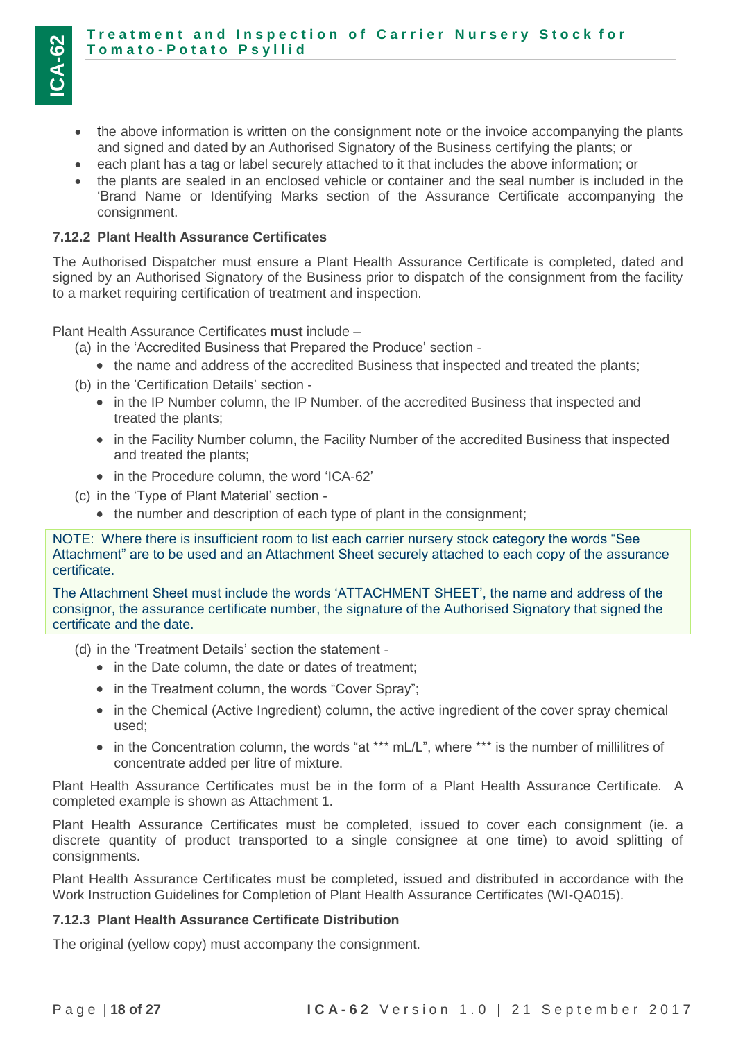- the above information is written on the consignment note or the invoice accompanying the plants and signed and dated by an Authorised Signatory of the Business certifying the plants; or
- each plant has a tag or label securely attached to it that includes the above information; or
- the plants are sealed in an enclosed vehicle or container and the seal number is included in the 'Brand Name or Identifying Marks section of the Assurance Certificate accompanying the consignment.

### 7.12.2 Plant Health Assurance Certificates

The Authorised Dispatcher must ensure a Plant Health Assurance Certificate is completed, dated and signed by an Authorised Signatory of the Business prior to dispatch of the consignment from the facility to a market requiring certification of treatment and inspection.

Plant Health Assurance Certificates **must** include –

(a) in the 'Accredited Business that Prepared the Produce' section -
- the name and address of the accredited Business that inspected and treated the plants;

(b) in the 'Certification Details' section -
- in the IP Number column, the IP Number. of the accredited Business that inspected and treated the plants;
- in the Facility Number column, the Facility Number of the accredited Business that inspected and treated the plants;
- in the Procedure column, the word 'ICA-62'

(c) in the 'Type of Plant Material' section -
- the number and description of each type of plant in the consignment;

NOTE: Where there is insufficient room to list each carrier nursery stock category the words "See Attachment" are to be used and an Attachment Sheet securely attached to each copy of the assurance certificate.

The Attachment Sheet must include the words 'ATTACHMENT SHEET', the name and address of the consignor, the assurance certificate number, the signature of the Authorised Signatory that signed the certificate and the date.

(d) in the 'Treatment Details' section the statement -
- in the Date column, the date or dates of treatment;
- in the Treatment column, the words "Cover Spray";
- in the Chemical (Active Ingredient) column, the active ingredient of the cover spray chemical used;
- in the Concentration column, the words "at *** mL/L", where *** is the number of millilitres of concentrate added per litre of mixture.

Plant Health Assurance Certificates must be in the form of a Plant Health Assurance Certificate. A completed example is shown as Attachment 1.

Plant Health Assurance Certificates must be completed, issued to cover each consignment (ie. a discrete quantity of product transported to a single consignee at one time) to avoid splitting of consignments.

Plant Health Assurance Certificates must be completed, issued and distributed in accordance with the Work Instruction Guidelines for Completion of Plant Health Assurance Certificates (WI-QA015).

### 7.12.3 Plant Health Assurance Certificate Distribution

The original (yellow copy) must accompany the consignment.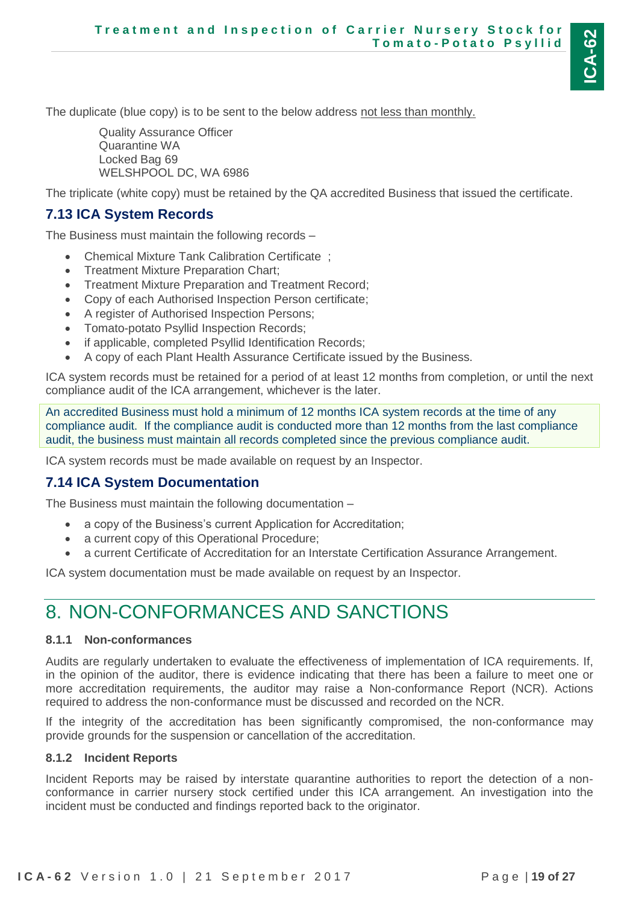The duplicate (blue copy) is to be sent to the below address not less than monthly.

Quality Assurance Officer
Quarantine WA
Locked Bag 69
WELSHPOOL DC, WA 6986

The triplicate (white copy) must be retained by the QA accredited Business that issued the certificate.

## 7.13 ICA System Records

The Business must maintain the following records –

- Chemical Mixture Tank Calibration Certificate ;
- Treatment Mixture Preparation Chart;
- Treatment Mixture Preparation and Treatment Record;
- Copy of each Authorised Inspection Person certificate;
- A register of Authorised Inspection Persons;
- Tomato-potato Psyllid Inspection Records;
- if applicable, completed Psyllid Identification Records;
- A copy of each Plant Health Assurance Certificate issued by the Business.

ICA system records must be retained for a period of at least 12 months from completion, or until the next compliance audit of the ICA arrangement, whichever is the later.

An accredited Business must hold a minimum of 12 months ICA system records at the time of any compliance audit. If the compliance audit is conducted more than 12 months from the last compliance audit, the business must maintain all records completed since the previous compliance audit.

ICA system records must be made available on request by an Inspector.

## 7.14 ICA System Documentation

The Business must maintain the following documentation –

- a copy of the Business's current Application for Accreditation;
- a current copy of this Operational Procedure;
- a current Certificate of Accreditation for an Interstate Certification Assurance Arrangement.

ICA system documentation must be made available on request by an Inspector.

# 8. NON-CONFORMANCES AND SANCTIONS

### 8.1.1 Non-conformances

Audits are regularly undertaken to evaluate the effectiveness of implementation of ICA requirements. If, in the opinion of the auditor, there is evidence indicating that there has been a failure to meet one or more accreditation requirements, the auditor may raise a Non-conformance Report (NCR). Actions required to address the non-conformance must be discussed and recorded on the NCR.

If the integrity of the accreditation has been significantly compromised, the non-conformance may provide grounds for the suspension or cancellation of the accreditation.

### 8.1.2 Incident Reports

Incident Reports may be raised by interstate quarantine authorities to report the detection of a non-conformance in carrier nursery stock certified under this ICA arrangement. An investigation into the incident must be conducted and findings reported back to the originator.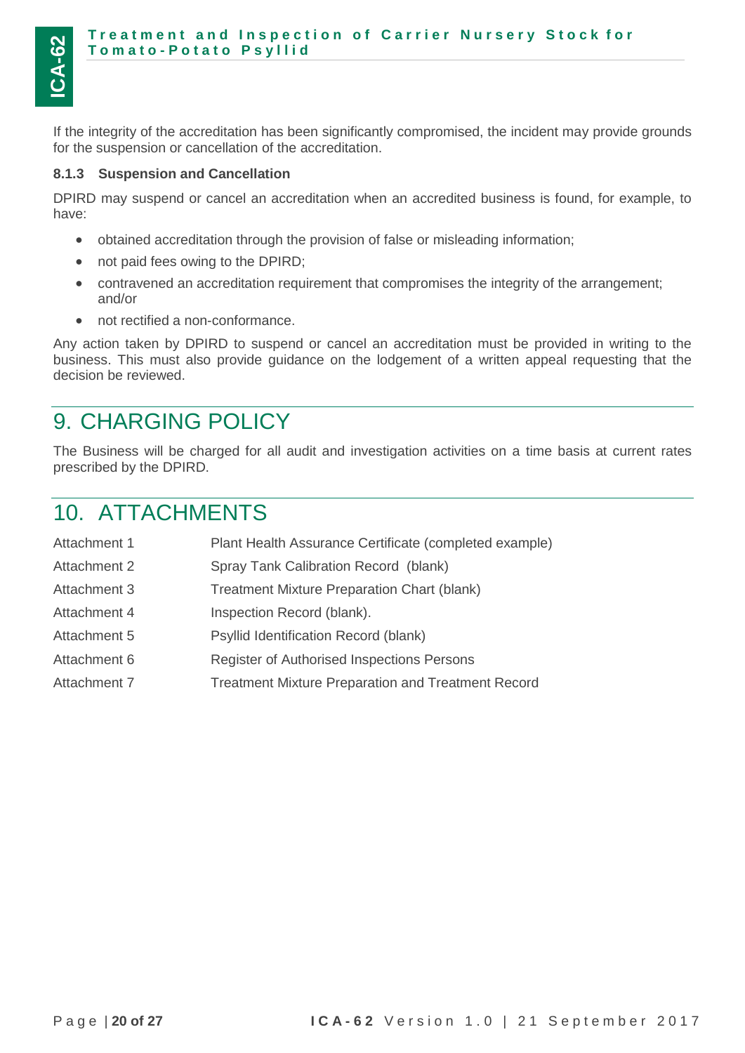If the integrity of the accreditation has been significantly compromised, the incident may provide grounds for the suspension or cancellation of the accreditation.

#### 8.1.3 Suspension and Cancellation

DPIRD may suspend or cancel an accreditation when an accredited business is found, for example, to have:

- obtained accreditation through the provision of false or misleading information;
- not paid fees owing to the DPIRD;
- contravened an accreditation requirement that compromises the integrity of the arrangement; and/or
- not rectified a non-conformance.

Any action taken by DPIRD to suspend or cancel an accreditation must be provided in writing to the business. This must also provide guidance on the lodgement of a written appeal requesting that the decision be reviewed.

# 9. CHARGING POLICY

The Business will be charged for all audit and investigation activities on a time basis at current rates prescribed by the DPIRD.

# 10. ATTACHMENTS

| | |
|---|---|
| Attachment 1 | Plant Health Assurance Certificate (completed example) |
| Attachment 2 | Spray Tank Calibration Record (blank) |
| Attachment 3 | Treatment Mixture Preparation Chart (blank) |
| Attachment 4 | Inspection Record (blank). |
| Attachment 5 | Psyllid Identification Record (blank) |
| Attachment 6 | Register of Authorised Inspections Persons |
| Attachment 7 | Treatment Mixture Preparation and Treatment Record |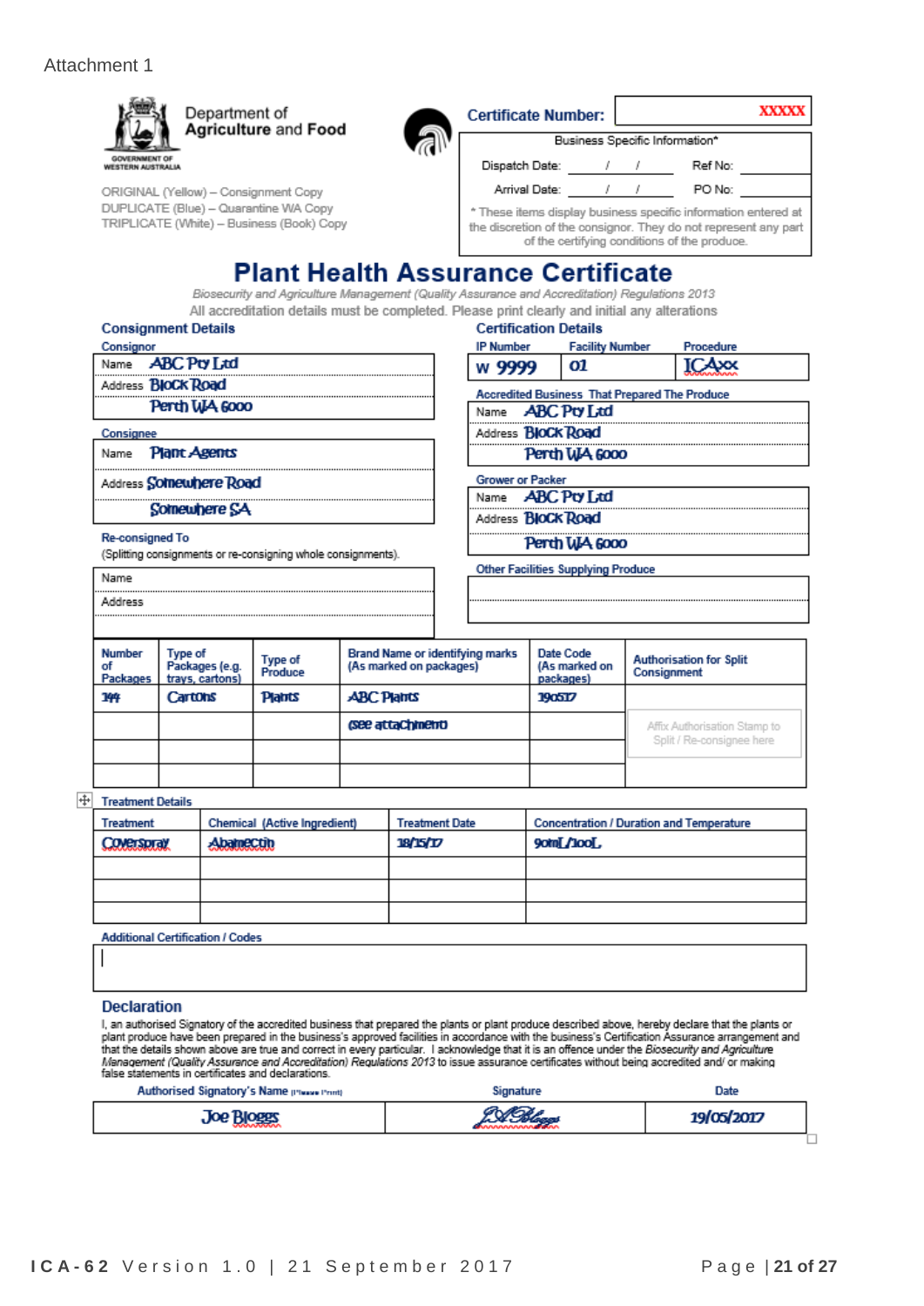Attachment 1

Department of Agriculture and Food

GOVERNMENT OF WESTERN AUSTRALIA

ORIGINAL (Yellow) – Consignment Copy
DUPLICATE (Blue) – Quarantine WA Copy
TRIPLICATE (White) – Business (Book) Copy

**Certificate Number:** XXXXX

Business Specific Information*

Dispatch Date: / / Ref No:

Arrival Date: / / PO No:

* These items display business specific information entered at the discretion of the consignor. They do not represent any part of the certifying conditions of the produce.

# Plant Health Assurance Certificate

*Biosecurity and Agriculture Management (Quality Assurance and Accreditation) Regulations 2013*

All accreditation details must be completed. Please print clearly and initial any alterations

## Consignment Details

**Consignor**

Name: ABC Pty Ltd
Address: Block Road
Perth WA 6000

**Consignee**

Name: Plant Agents
Address: Somewhere Road
Somewhere SA

**Re-consigned To**
(Splitting consignments or re-consigning whole consignments).

Name:
Address:

## Certification Details

| IP Number | Facility Number | Procedure |
|---|---|---|
| W 9999 | 01 | ICAxx |

**Accredited Business That Prepared The Produce**

Name: ABC Pty Ltd
Address: Block Road
Perth WA 6000

**Grower or Packer**

Name: ABC Pty Ltd
Address: Block Road
Perth WA 6000

**Other Facilities Supplying Produce**

| Number of Packages | Type of Packages (e.g. trays, cartons) | Type of Produce | Brand Name or identifying marks (As marked on packages) | Date Code (As marked on packages) | Authorisation for Split Consignment |
|---|---|---|---|---|---|
| 144 | Cartons | Plants | ABC Plants | 190517 | |
| | | | (see attachment) | | Affix Authorisation Stamp to Split / Re-consignee here |
| | | | | | |
| | | | | | |

**Treatment Details**

| Treatment | Chemical (Active Ingredient) | Treatment Date | Concentration / Duration and Temperature |
|---|---|---|---|
| Coverspray | Abamectin | 18/15/17 | 90mL/100L |
| | | | |
| | | | |
| | | | |

**Additional Certification / Codes**

## Declaration

I, an authorised Signatory of the accredited business that prepared the plants or plant produce described above, hereby declare that the plants or plant produce have been prepared in the business's approved facilities in accordance with the business's Certification Assurance arrangement and that the details shown above are true and correct in every particular. I acknowledge that it is an offence under the *Biosecurity and Agriculture Management (Quality Assurance and Accreditation) Regulations 2013* to issue assurance certificates without being accredited and/ or making false statements in certificates and declarations.

| Authorised Signatory's Name (Please Print) | Signature | Date |
|---|---|---|
| Joe Bloggs | JBloggs | 19/05/2017 |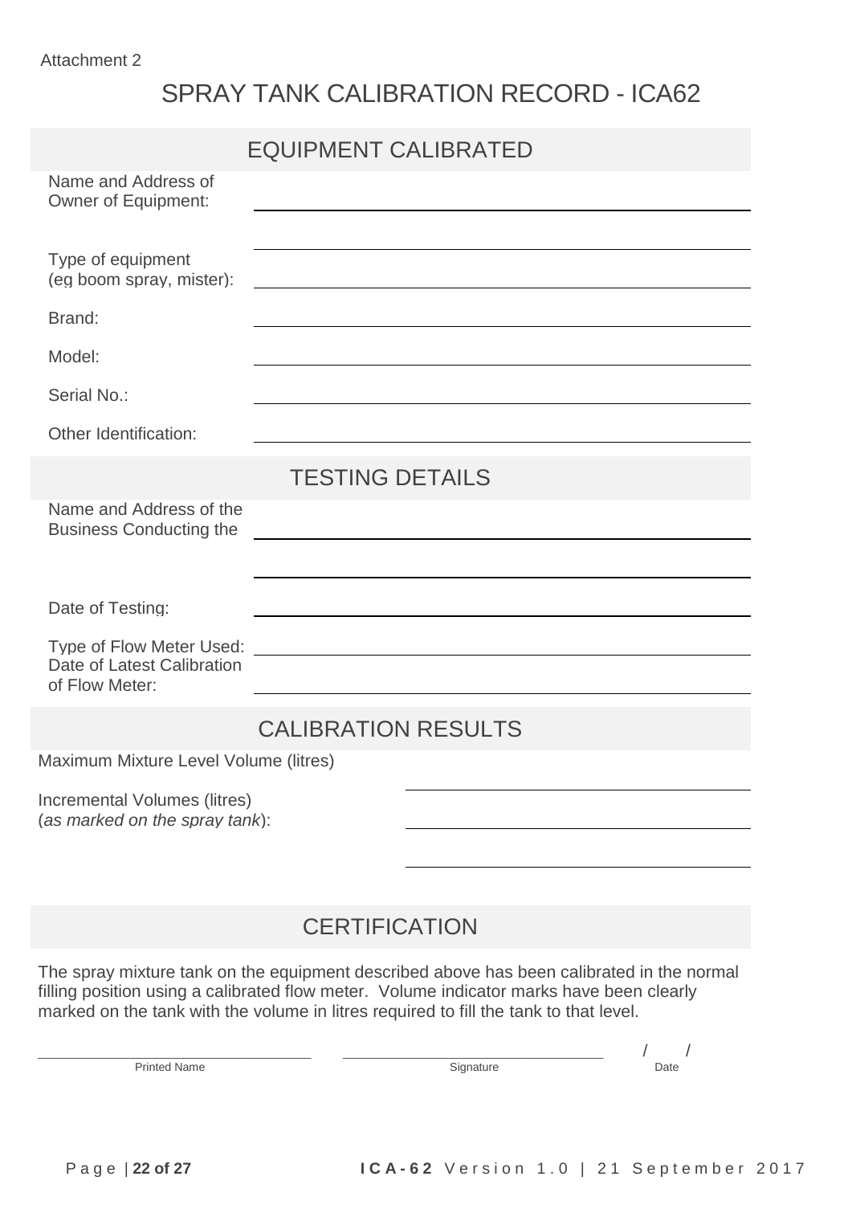Attachment 2

# SPRAY TANK CALIBRATION RECORD - ICA62

## EQUIPMENT CALIBRATED

Name and Address of Owner of Equipment: ____________________

____________________

Type of equipment (eg boom spray, mister): ____________________

Brand: ____________________

Model: ____________________

Serial No.: ____________________

Other Identification: ____________________

## TESTING DETAILS

Name and Address of the Business Conducting the ____________________

____________________

Date of Testing: ____________________

Type of Flow Meter Used: ____________________

Date of Latest Calibration of Flow Meter: ____________________

## CALIBRATION RESULTS

Maximum Mixture Level Volume (litres) ____________________

Incremental Volumes (litres) (*as marked on the spray tank*): ____________________

____________________

## CERTIFICATION

The spray mixture tank on the equipment described above has been calibrated in the normal filling position using a calibrated flow meter. Volume indicator marks have been clearly marked on the tank with the volume in litres required to fill the tank to that level.

| ____________________ | ____________________ | / / |
|---|---|---|
| Printed Name | Signature | Date |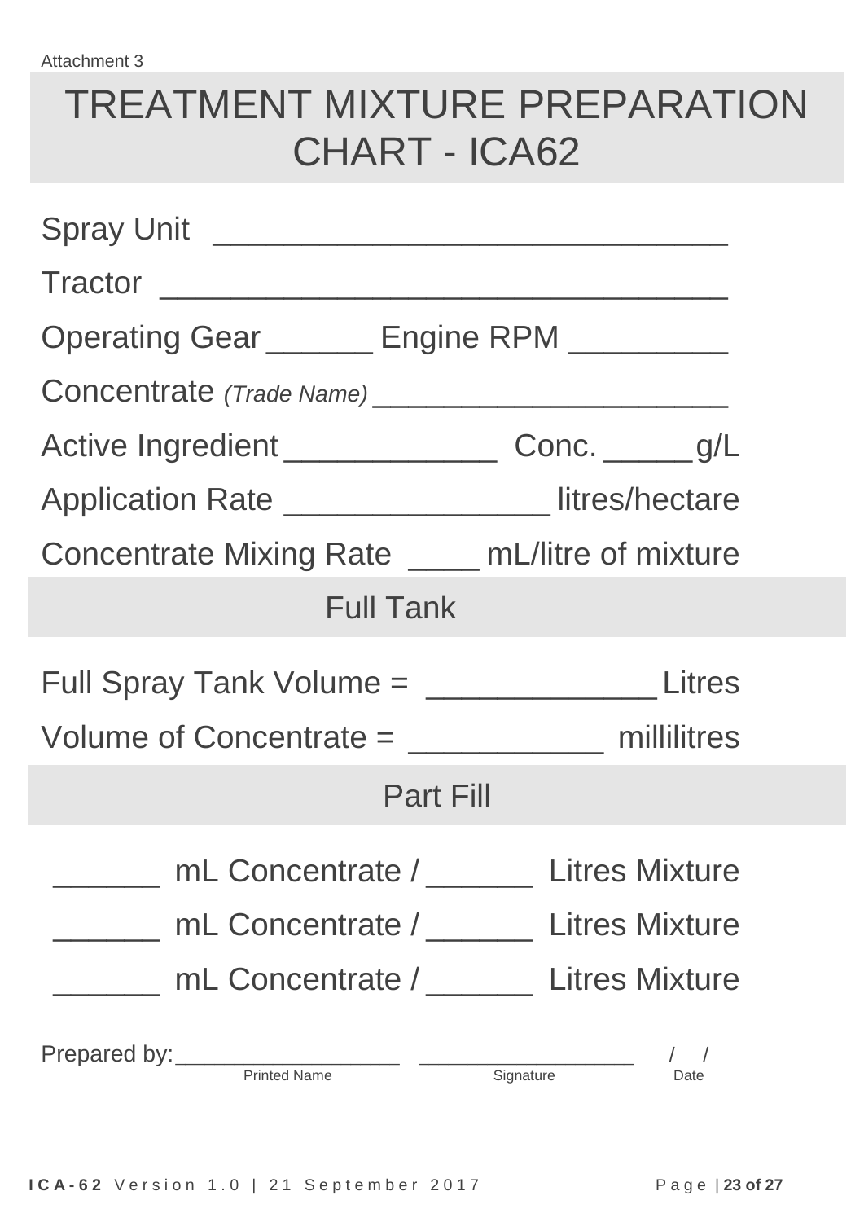Attachment 3

# TREATMENT MIXTURE PREPARATION CHART - ICA62

Spray Unit ____________________________

Tractor _______________________________

Operating Gear ______ Engine RPM _________

Concentrate *(Trade Name)* ____________________

Active Ingredient ____________ Conc. _____ g/L

Application Rate _______________ litres/hectare

Concentrate Mixing Rate ____ mL/litre of mixture

## Full Tank

Full Spray Tank Volume = _____________ Litres

Volume of Concentrate = ___________ millilitres

## Part Fill

______ mL Concentrate / ______ Litres Mixture

______ mL Concentrate / ______ Litres Mixture

______ mL Concentrate / ______ Litres Mixture

Prepared by: __________________ __________________ / /

Printed Name Signature Date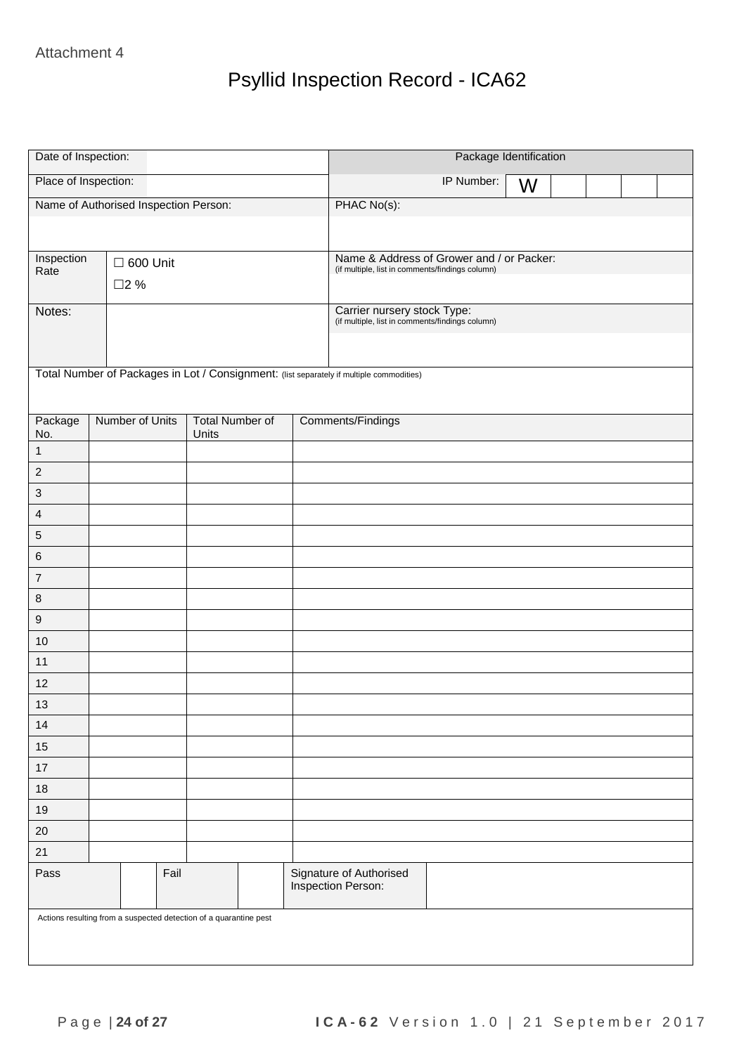Attachment 4

# Psyllid Inspection Record - ICA62

| Date of Inspection: | | Package Identification | | | | | |
|---|---|---|---|---|---|---|---|
| Place of Inspection: | | IP Number: | W | | | | |
| Name of Authorised Inspection Person: | | PHAC No(s): | | | | | |
| Inspection Rate | ☐ 600 Unit<br>☐2 % | Name & Address of Grower and / or Packer:<br>(if multiple, list in comments/findings column) | | | | | |
| Notes: | | Carrier nursery stock Type:<br>(if multiple, list in comments/findings column) | | | | | |

Total Number of Packages in Lot / Consignment: (list separately if multiple commodities)

| Package No. | Number of Units | Total Number of Units | Comments/Findings |
|---|---|---|---|
| 1 | | | |
| 2 | | | |
| 3 | | | |
| 4 | | | |
| 5 | | | |
| 6 | | | |
| 7 | | | |
| 8 | | | |
| 9 | | | |
| 10 | | | |
| 11 | | | |
| 12 | | | |
| 13 | | | |
| 14 | | | |
| 15 | | | |
| 17 | | | |
| 18 | | | |
| 19 | | | |
| 20 | | | |
| 21 | | | |

| Pass | | Fail | | Signature of Authorised Inspection Person: | |
|---|---|---|---|---|---|

Actions resulting from a suspected detection of a quarantine pest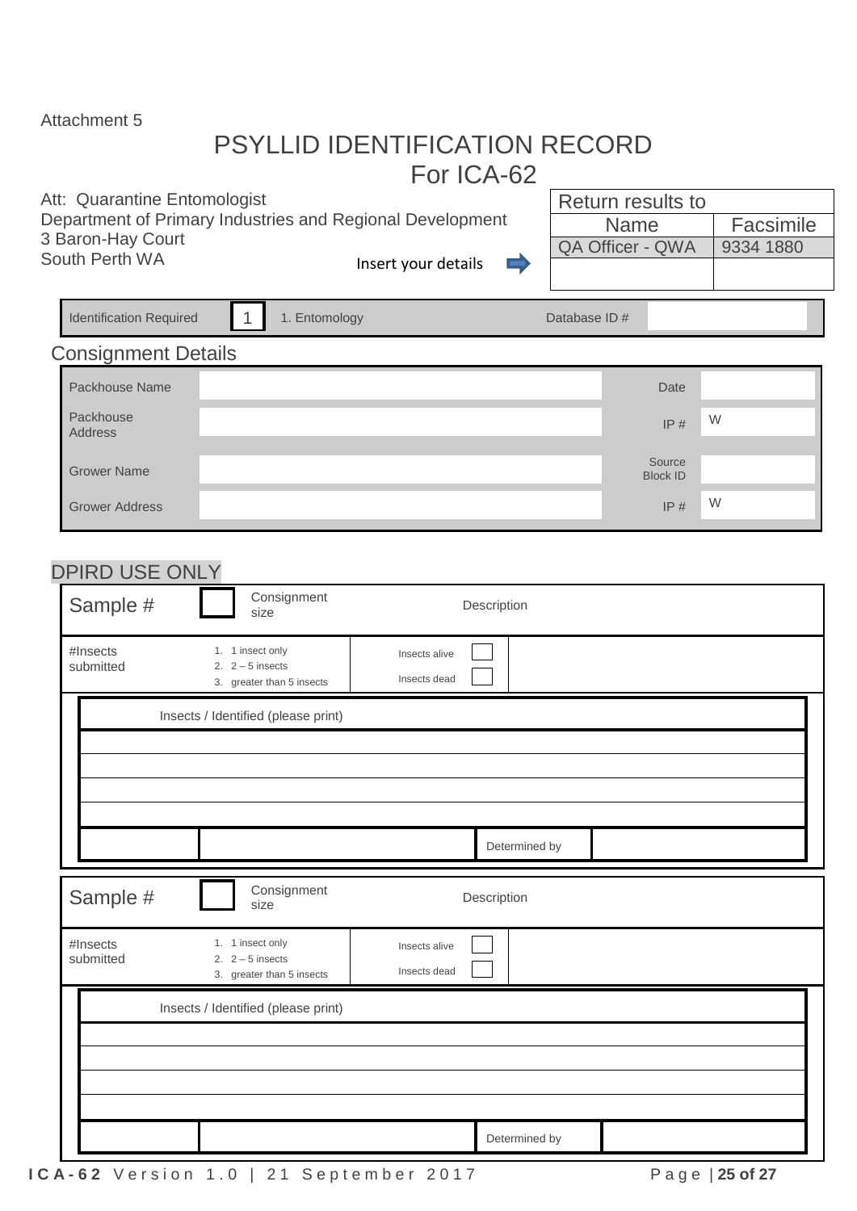Attachment 5

# PSYLLID IDENTIFICATION RECORD

## For ICA-62

Att: Quarantine Entomologist
Department of Primary Industries and Regional Development
3 Baron-Hay Court
South Perth WA

Insert your details

| Return results to | |
|---|---|
| Name | Facsimile |
| QA Officer - QWA | 9334 1880 |
| | |

| Identification Required | 1 | 1. Entomology | Database ID # | |
|---|---|---|---|---|

## Consignment Details

| Packhouse Name | | Date | |
|---|---|---|---|
| Packhouse Address | | IP # | W |
| Grower Name | | Source Block ID | |
| Grower Address | | IP # | W |

## DPIRD USE ONLY

| Sample # | | Consignment size | Description | |
|---|---|---|---|---|
| #Insects submitted | 1. 1 insect only<br>2. 2 – 5 insects<br>3. greater than 5 insects | Insects alive ☐<br>Insects dead ☐ | | |

| Insects / Identified (please print) | | | |
|---|---|---|---|
| | | | |
| | | | |
| | | | |
| | | | |
| | | Determined by | |

| Sample # | | Consignment size | Description | |
|---|---|---|---|---|
| #Insects submitted | 1. 1 insect only<br>2. 2 – 5 insects<br>3. greater than 5 insects | Insects alive ☐<br>Insects dead ☐ | | |

| Insects / Identified (please print) | | | |
|---|---|---|---|
| | | | |
| | | | |
| | | | |
| | | | |
| | | Determined by | |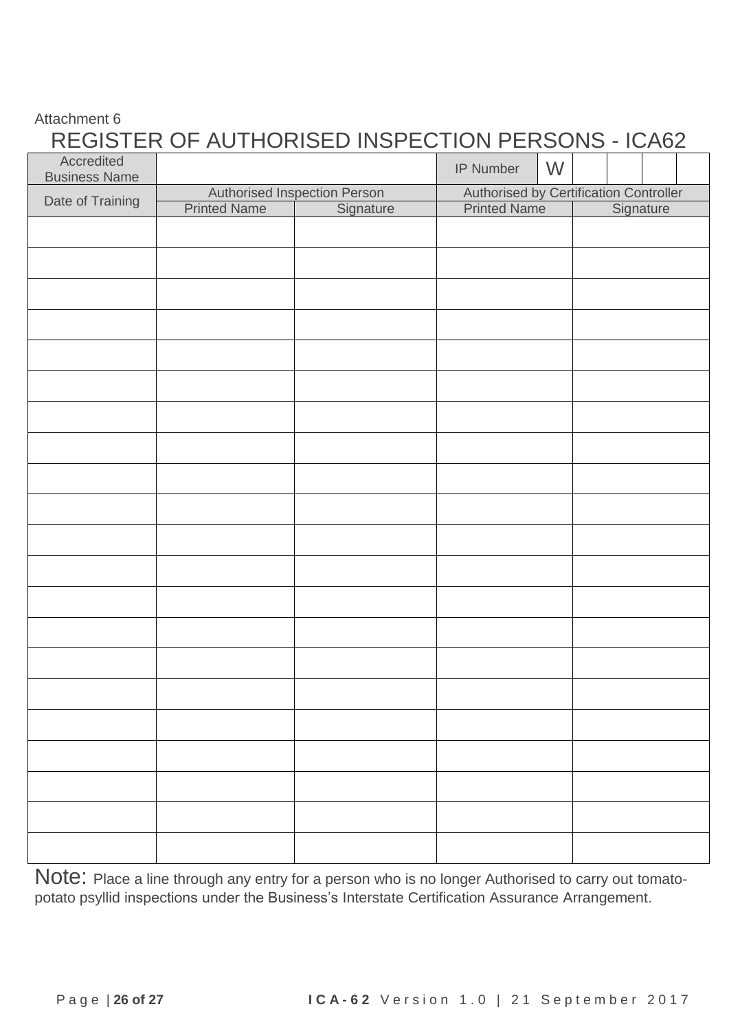Attachment 6

# REGISTER OF AUTHORISED INSPECTION PERSONS - ICA62

| Accredited Business Name | | | IP Number | W | | | | |
|---|---|---|---|---|---|---|---|---|

| Date of Training | Authorised Inspection Person | | Authorised by Certification Controller | |
|---|---|---|---|---|
| | Printed Name | Signature | Printed Name | Signature |
| | | | | |
| | | | | |
| | | | | |
| | | | | |
| | | | | |
| | | | | |
| | | | | |
| | | | | |
| | | | | |
| | | | | |
| | | | | |
| | | | | |
| | | | | |
| | | | | |
| | | | | |
| | | | | |
| | | | | |
| | | | | |
| | | | | |
| | | | | |
| | | | | |

Note: Place a line through any entry for a person who is no longer Authorised to carry out tomato-potato psyllid inspections under the Business's Interstate Certification Assurance Arrangement.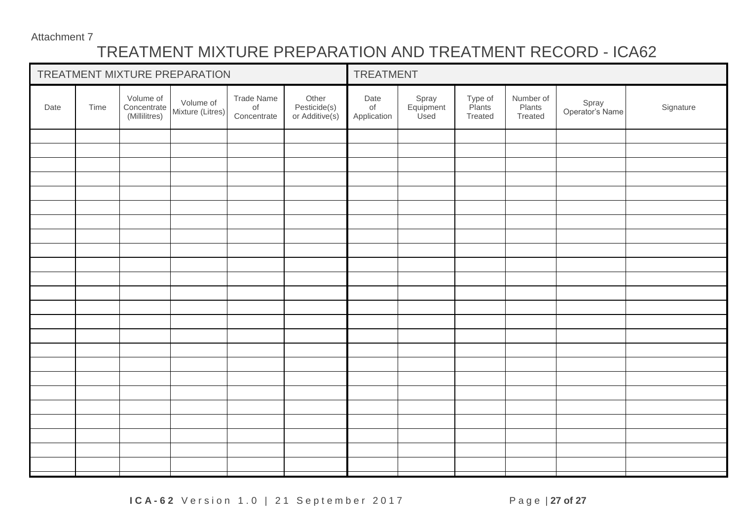Attachment 7

# TREATMENT MIXTURE PREPARATION AND TREATMENT RECORD - ICA62

| TREATMENT MIXTURE PREPARATION | | | | | | TREATMENT | | | | | |
|---|---|---|---|---|---|---|---|---|---|---|---|
| Date | Time | Volume of Concentrate (Millilitres) | Volume of Mixture (Litres) | Trade Name of Concentrate | Other Pesticide(s) or Additive(s) | Date of Application | Spray Equipment Used | Type of Plants Treated | Number of Plants Treated | Spray Operator's Name | Signature |
| | | | | | | | | | | | |
| | | | | | | | | | | | |
| | | | | | | | | | | | |
| | | | | | | | | | | | |
| | | | | | | | | | | | |
| | | | | | | | | | | | |
| | | | | | | | | | | | |
| | | | | | | | | | | | |
| | | | | | | | | | | | |
| | | | | | | | | | | | |
| | | | | | | | | | | | |
| | | | | | | | | | | | |
| | | | | | | | | | | | |
| | | | | | | | | | | | |
| | | | | | | | | | | | |
| | | | | | | | | | | | |
| | | | | | | | | | | | |
| | | | | | | | | | | | |
| | | | | | | | | | | | |
| | | | | | | | | | | | |
| | | | | | | | | | | | |
| | | | | | | | | | | | |
| | | | | | | | | | | | |
| | | | | | | | | | | | |